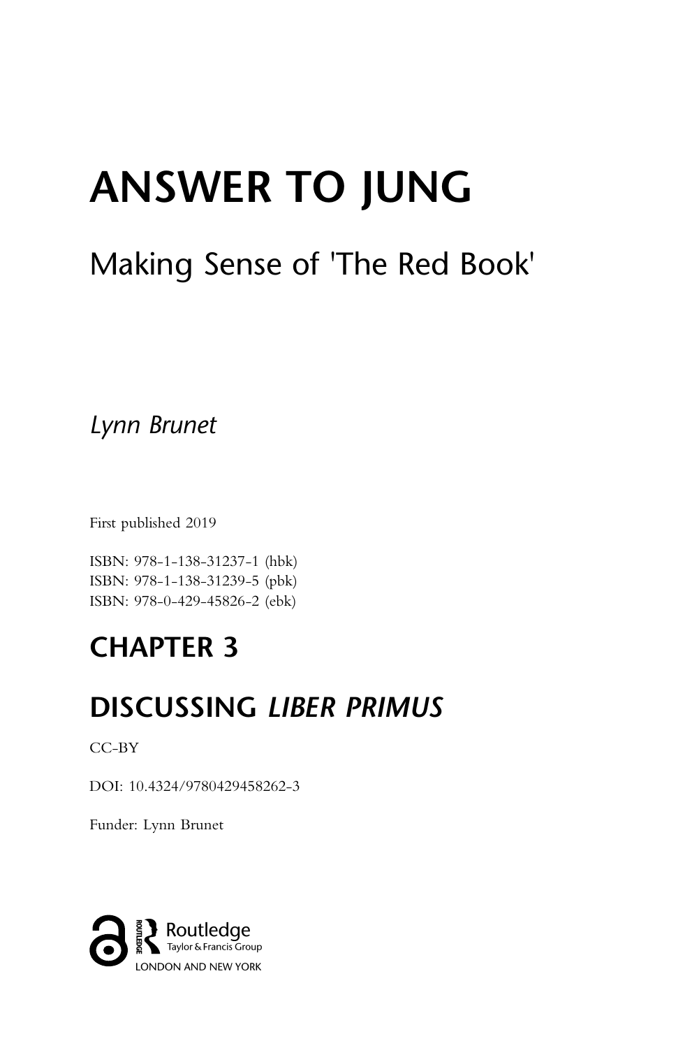# ANSWER TO JUNG

## Making Sense of 'The Red Book'

*Lynn Brunet*

First published 2019

ISBN: 978-1-138-31237-1 (hbk)
ISBN: 978-1-138-31239-5 (pbk)
ISBN: 978-0-429-45826-2 (ebk)

## CHAPTER 3

## DISCUSSING *LIBER PRIMUS*

CC-BY

DOI: 10.4324/9780429458262-3

Funder: Lynn Brunet

Routledge
Taylor & Francis Group
LONDON AND NEW YORK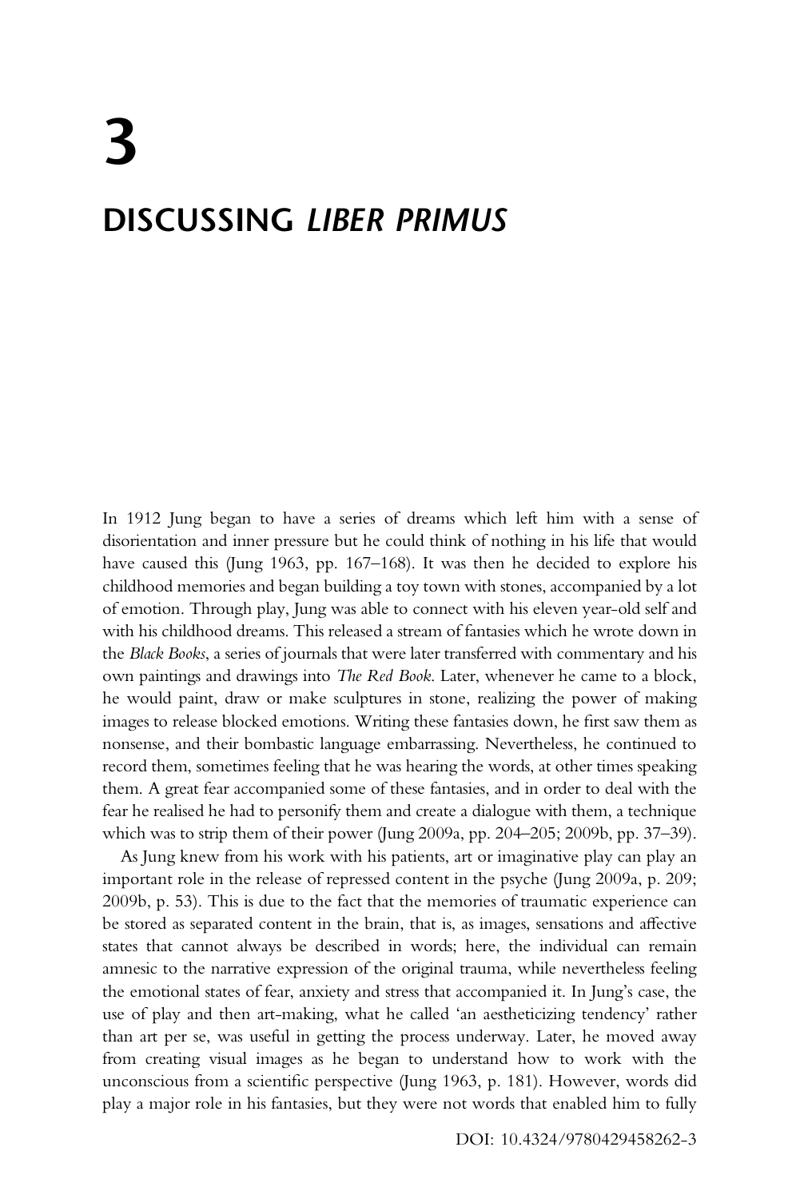# 3

# DISCUSSING *LIBER PRIMUS*

In 1912 Jung began to have a series of dreams which left him with a sense of disorientation and inner pressure but he could think of nothing in his life that would have caused this (Jung 1963, pp. 167–168). It was then he decided to explore his childhood memories and began building a toy town with stones, accompanied by a lot of emotion. Through play, Jung was able to connect with his eleven year-old self and with his childhood dreams. This released a stream of fantasies which he wrote down in the *Black Books*, a series of journals that were later transferred with commentary and his own paintings and drawings into *The Red Book*. Later, whenever he came to a block, he would paint, draw or make sculptures in stone, realizing the power of making images to release blocked emotions. Writing these fantasies down, he first saw them as nonsense, and their bombastic language embarrassing. Nevertheless, he continued to record them, sometimes feeling that he was hearing the words, at other times speaking them. A great fear accompanied some of these fantasies, and in order to deal with the fear he realised he had to personify them and create a dialogue with them, a technique which was to strip them of their power (Jung 2009a, pp. 204–205; 2009b, pp. 37–39).

As Jung knew from his work with his patients, art or imaginative play can play an important role in the release of repressed content in the psyche (Jung 2009a, p. 209; 2009b, p. 53). This is due to the fact that the memories of traumatic experience can be stored as separated content in the brain, that is, as images, sensations and affective states that cannot always be described in words; here, the individual can remain amnesic to the narrative expression of the original trauma, while nevertheless feeling the emotional states of fear, anxiety and stress that accompanied it. In Jung's case, the use of play and then art-making, what he called 'an aestheticizing tendency' rather than art per se, was useful in getting the process underway. Later, he moved away from creating visual images as he began to understand how to work with the unconscious from a scientific perspective (Jung 1963, p. 181). However, words did play a major role in his fantasies, but they were not words that enabled him to fully

DOI: 10.4324/9780429458262-3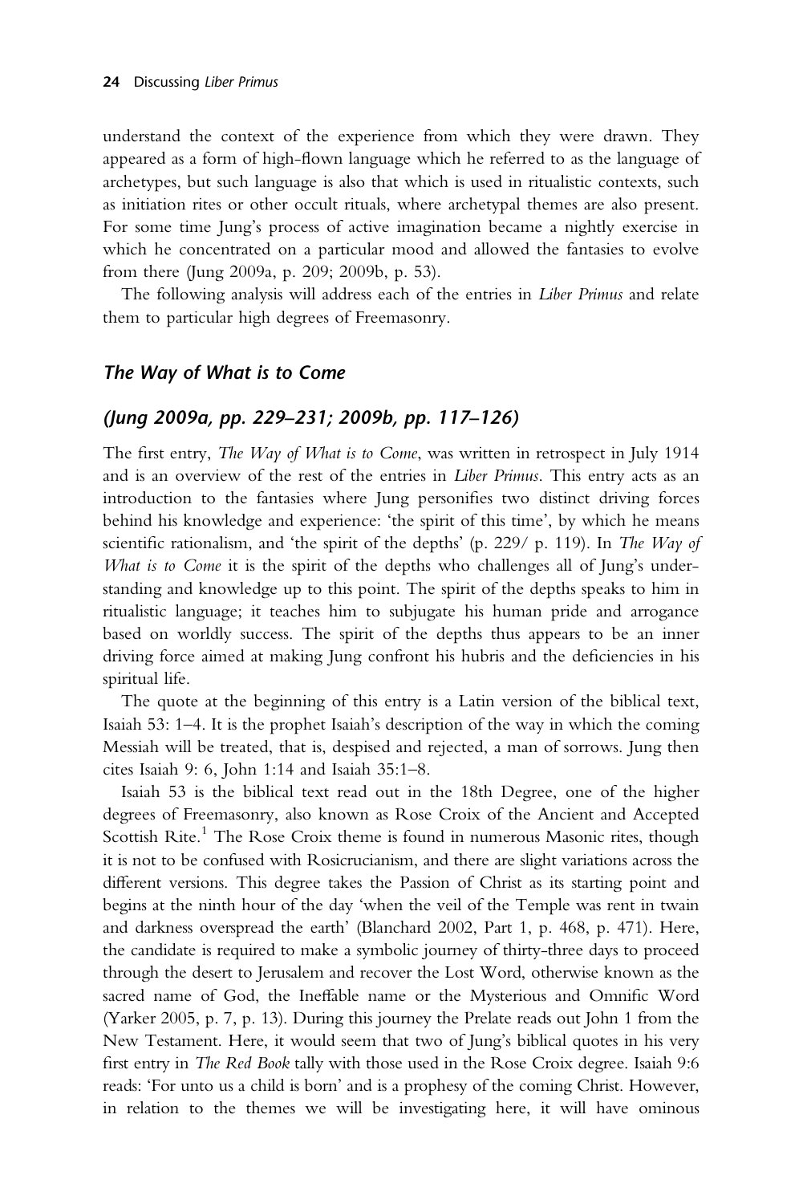understand the context of the experience from which they were drawn. They appeared as a form of high-flown language which he referred to as the language of archetypes, but such language is also that which is used in ritualistic contexts, such as initiation rites or other occult rituals, where archetypal themes are also present. For some time Jung's process of active imagination became a nightly exercise in which he concentrated on a particular mood and allowed the fantasies to evolve from there (Jung 2009a, p. 209; 2009b, p. 53).

The following analysis will address each of the entries in *Liber Primus* and relate them to particular high degrees of Freemasonry.

## *The Way of What is to Come*

## *(Jung 2009a, pp. 229–231; 2009b, pp. 117–126)*

The first entry, *The Way of What is to Come*, was written in retrospect in July 1914 and is an overview of the rest of the entries in *Liber Primus*. This entry acts as an introduction to the fantasies where Jung personifies two distinct driving forces behind his knowledge and experience: 'the spirit of this time', by which he means scientific rationalism, and 'the spirit of the depths' (p. 229/ p. 119). In *The Way of What is to Come* it is the spirit of the depths who challenges all of Jung's understanding and knowledge up to this point. The spirit of the depths speaks to him in ritualistic language; it teaches him to subjugate his human pride and arrogance based on worldly success. The spirit of the depths thus appears to be an inner driving force aimed at making Jung confront his hubris and the deficiencies in his spiritual life.

The quote at the beginning of this entry is a Latin version of the biblical text, Isaiah 53: 1–4. It is the prophet Isaiah's description of the way in which the coming Messiah will be treated, that is, despised and rejected, a man of sorrows. Jung then cites Isaiah 9: 6, John 1:14 and Isaiah 35:1–8.

Isaiah 53 is the biblical text read out in the 18th Degree, one of the higher degrees of Freemasonry, also known as Rose Croix of the Ancient and Accepted Scottish Rite.[1] The Rose Croix theme is found in numerous Masonic rites, though it is not to be confused with Rosicrucianism, and there are slight variations across the different versions. This degree takes the Passion of Christ as its starting point and begins at the ninth hour of the day 'when the veil of the Temple was rent in twain and darkness overspread the earth' (Blanchard 2002, Part 1, p. 468, p. 471). Here, the candidate is required to make a symbolic journey of thirty-three days to proceed through the desert to Jerusalem and recover the Lost Word, otherwise known as the sacred name of God, the Ineffable name or the Mysterious and Omnific Word (Yarker 2005, p. 7, p. 13). During this journey the Prelate reads out John 1 from the New Testament. Here, it would seem that two of Jung's biblical quotes in his very first entry in *The Red Book* tally with those used in the Rose Croix degree. Isaiah 9:6 reads: 'For unto us a child is born' and is a prophesy of the coming Christ. However, in relation to the themes we will be investigating here, it will have ominous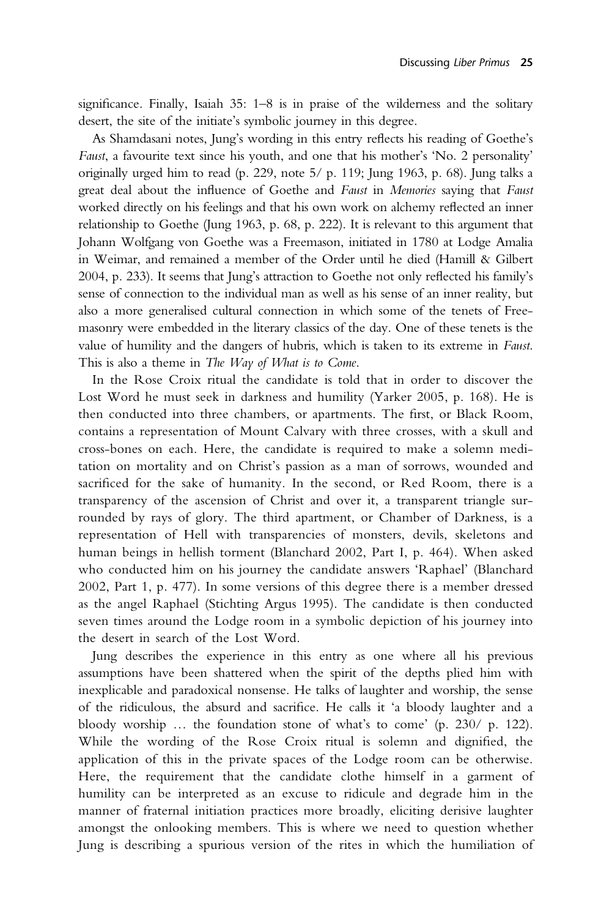significance. Finally, Isaiah 35: 1–8 is in praise of the wilderness and the solitary desert, the site of the initiate's symbolic journey in this degree.

As Shamdasani notes, Jung's wording in this entry reflects his reading of Goethe's *Faust*, a favourite text since his youth, and one that his mother's 'No. 2 personality' originally urged him to read (p. 229, note 5/ p. 119; Jung 1963, p. 68). Jung talks a great deal about the influence of Goethe and *Faust* in *Memories* saying that *Faust* worked directly on his feelings and that his own work on alchemy reflected an inner relationship to Goethe (Jung 1963, p. 68, p. 222). It is relevant to this argument that Johann Wolfgang von Goethe was a Freemason, initiated in 1780 at Lodge Amalia in Weimar, and remained a member of the Order until he died (Hamill & Gilbert 2004, p. 233). It seems that Jung's attraction to Goethe not only reflected his family's sense of connection to the individual man as well as his sense of an inner reality, but also a more generalised cultural connection in which some of the tenets of Freemasonry were embedded in the literary classics of the day. One of these tenets is the value of humility and the dangers of hubris, which is taken to its extreme in *Faust*. This is also a theme in *The Way of What is to Come*.

In the Rose Croix ritual the candidate is told that in order to discover the Lost Word he must seek in darkness and humility (Yarker 2005, p. 168). He is then conducted into three chambers, or apartments. The first, or Black Room, contains a representation of Mount Calvary with three crosses, with a skull and cross-bones on each. Here, the candidate is required to make a solemn meditation on mortality and on Christ's passion as a man of sorrows, wounded and sacrificed for the sake of humanity. In the second, or Red Room, there is a transparency of the ascension of Christ and over it, a transparent triangle surrounded by rays of glory. The third apartment, or Chamber of Darkness, is a representation of Hell with transparencies of monsters, devils, skeletons and human beings in hellish torment (Blanchard 2002, Part I, p. 464). When asked who conducted him on his journey the candidate answers 'Raphael' (Blanchard 2002, Part 1, p. 477). In some versions of this degree there is a member dressed as the angel Raphael (Stichting Argus 1995). The candidate is then conducted seven times around the Lodge room in a symbolic depiction of his journey into the desert in search of the Lost Word.

Jung describes the experience in this entry as one where all his previous assumptions have been shattered when the spirit of the depths plied him with inexplicable and paradoxical nonsense. He talks of laughter and worship, the sense of the ridiculous, the absurd and sacrifice. He calls it 'a bloody laughter and a bloody worship … the foundation stone of what's to come' (p. 230/ p. 122). While the wording of the Rose Croix ritual is solemn and dignified, the application of this in the private spaces of the Lodge room can be otherwise. Here, the requirement that the candidate clothe himself in a garment of humility can be interpreted as an excuse to ridicule and degrade him in the manner of fraternal initiation practices more broadly, eliciting derisive laughter amongst the onlooking members. This is where we need to question whether Jung is describing a spurious version of the rites in which the humiliation of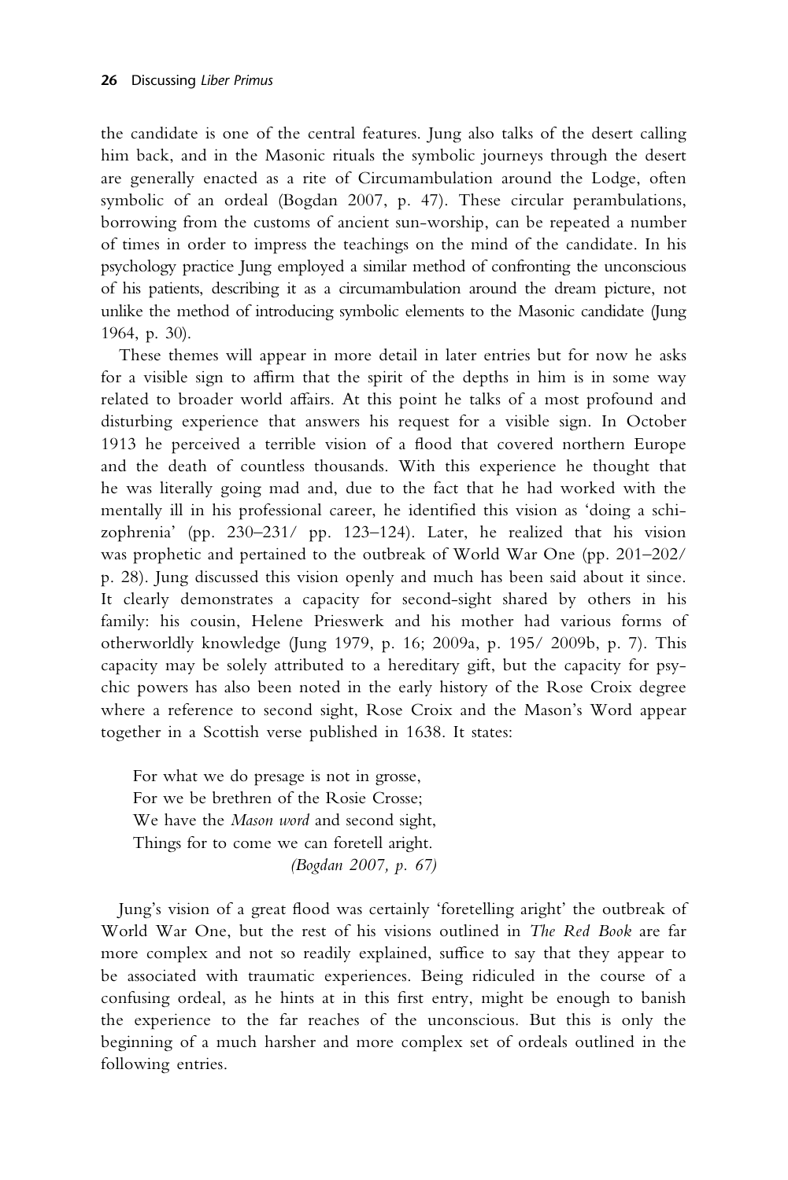the candidate is one of the central features. Jung also talks of the desert calling him back, and in the Masonic rituals the symbolic journeys through the desert are generally enacted as a rite of Circumambulation around the Lodge, often symbolic of an ordeal (Bogdan 2007, p. 47). These circular perambulations, borrowing from the customs of ancient sun-worship, can be repeated a number of times in order to impress the teachings on the mind of the candidate. In his psychology practice Jung employed a similar method of confronting the unconscious of his patients, describing it as a circumambulation around the dream picture, not unlike the method of introducing symbolic elements to the Masonic candidate (Jung 1964, p. 30).

These themes will appear in more detail in later entries but for now he asks for a visible sign to affirm that the spirit of the depths in him is in some way related to broader world affairs. At this point he talks of a most profound and disturbing experience that answers his request for a visible sign. In October 1913 he perceived a terrible vision of a flood that covered northern Europe and the death of countless thousands. With this experience he thought that he was literally going mad and, due to the fact that he had worked with the mentally ill in his professional career, he identified this vision as 'doing a schizophrenia' (pp. 230–231/ pp. 123–124). Later, he realized that his vision was prophetic and pertained to the outbreak of World War One (pp. 201–202/ p. 28). Jung discussed this vision openly and much has been said about it since. It clearly demonstrates a capacity for second-sight shared by others in his family: his cousin, Helene Prieswerk and his mother had various forms of otherworldly knowledge (Jung 1979, p. 16; 2009a, p. 195/ 2009b, p. 7). This capacity may be solely attributed to a hereditary gift, but the capacity for psychic powers has also been noted in the early history of the Rose Croix degree where a reference to second sight, Rose Croix and the Mason's Word appear together in a Scottish verse published in 1638. It states:

> For what we do presage is not in grosse,
> For we be brethren of the Rosie Crosse;
> We have the *Mason word* and second sight,
> Things for to come we can foretell aright.
>
> *(Bogdan 2007, p. 67)*

Jung's vision of a great flood was certainly 'foretelling aright' the outbreak of World War One, but the rest of his visions outlined in *The Red Book* are far more complex and not so readily explained, suffice to say that they appear to be associated with traumatic experiences. Being ridiculed in the course of a confusing ordeal, as he hints at in this first entry, might be enough to banish the experience to the far reaches of the unconscious. But this is only the beginning of a much harsher and more complex set of ordeals outlined in the following entries.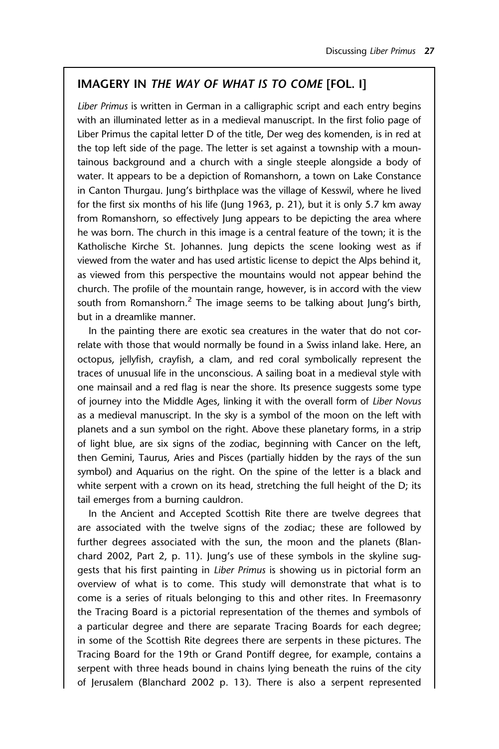## IMAGERY IN *THE WAY OF WHAT IS TO COME* [FOL. I]

*Liber Primus* is written in German in a calligraphic script and each entry begins with an illuminated letter as in a medieval manuscript. In the first folio page of Liber Primus the capital letter D of the title, Der weg des komenden, is in red at the top left side of the page. The letter is set against a township with a mountainous background and a church with a single steeple alongside a body of water. It appears to be a depiction of Romanshorn, a town on Lake Constance in Canton Thurgau. Jung's birthplace was the village of Kesswil, where he lived for the first six months of his life (Jung 1963, p. 21), but it is only 5.7 km away from Romanshorn, so effectively Jung appears to be depicting the area where he was born. The church in this image is a central feature of the town; it is the Katholische Kirche St. Johannes. Jung depicts the scene looking west as if viewed from the water and has used artistic license to depict the Alps behind it, as viewed from this perspective the mountains would not appear behind the church. The profile of the mountain range, however, is in accord with the view south from Romanshorn.[2] The image seems to be talking about Jung's birth, but in a dreamlike manner.

In the painting there are exotic sea creatures in the water that do not correlate with those that would normally be found in a Swiss inland lake. Here, an octopus, jellyfish, crayfish, a clam, and red coral symbolically represent the traces of unusual life in the unconscious. A sailing boat in a medieval style with one mainsail and a red flag is near the shore. Its presence suggests some type of journey into the Middle Ages, linking it with the overall form of *Liber Novus* as a medieval manuscript. In the sky is a symbol of the moon on the left with planets and a sun symbol on the right. Above these planetary forms, in a strip of light blue, are six signs of the zodiac, beginning with Cancer on the left, then Gemini, Taurus, Aries and Pisces (partially hidden by the rays of the sun symbol) and Aquarius on the right. On the spine of the letter is a black and white serpent with a crown on its head, stretching the full height of the D; its tail emerges from a burning cauldron.

In the Ancient and Accepted Scottish Rite there are twelve degrees that are associated with the twelve signs of the zodiac; these are followed by further degrees associated with the sun, the moon and the planets (Blanchard 2002, Part 2, p. 11). Jung's use of these symbols in the skyline suggests that his first painting in *Liber Primus* is showing us in pictorial form an overview of what is to come. This study will demonstrate that what is to come is a series of rituals belonging to this and other rites. In Freemasonry the Tracing Board is a pictorial representation of the themes and symbols of a particular degree and there are separate Tracing Boards for each degree; in some of the Scottish Rite degrees there are serpents in these pictures. The Tracing Board for the 19th or Grand Pontiff degree, for example, contains a serpent with three heads bound in chains lying beneath the ruins of the city of Jerusalem (Blanchard 2002 p. 13). There is also a serpent represented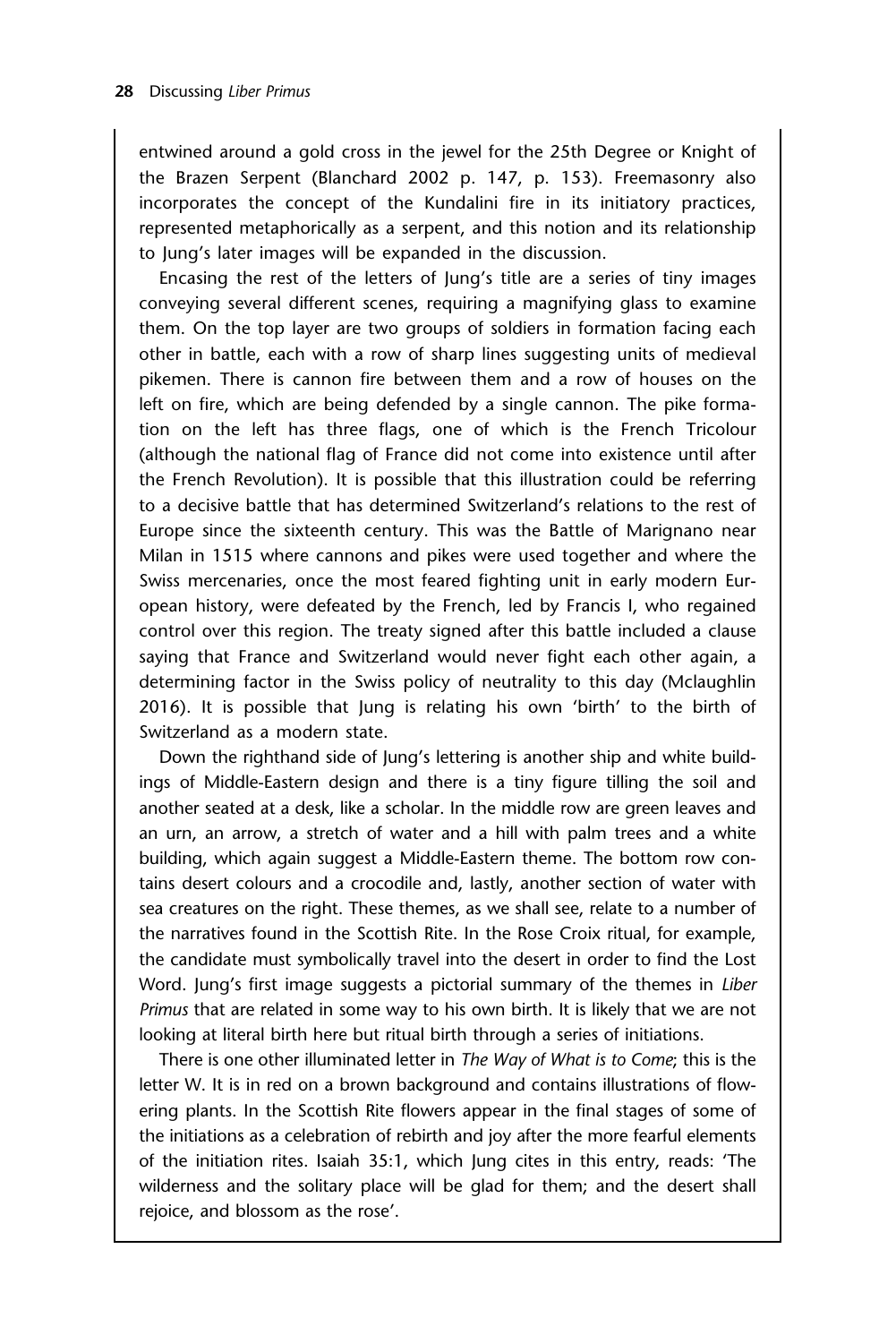entwined around a gold cross in the jewel for the 25th Degree or Knight of the Brazen Serpent (Blanchard 2002 p. 147, p. 153). Freemasonry also incorporates the concept of the Kundalini fire in its initiatory practices, represented metaphorically as a serpent, and this notion and its relationship to Jung's later images will be expanded in the discussion.

Encasing the rest of the letters of Jung's title are a series of tiny images conveying several different scenes, requiring a magnifying glass to examine them. On the top layer are two groups of soldiers in formation facing each other in battle, each with a row of sharp lines suggesting units of medieval pikemen. There is cannon fire between them and a row of houses on the left on fire, which are being defended by a single cannon. The pike formation on the left has three flags, one of which is the French Tricolour (although the national flag of France did not come into existence until after the French Revolution). It is possible that this illustration could be referring to a decisive battle that has determined Switzerland's relations to the rest of Europe since the sixteenth century. This was the Battle of Marignano near Milan in 1515 where cannons and pikes were used together and where the Swiss mercenaries, once the most feared fighting unit in early modern European history, were defeated by the French, led by Francis I, who regained control over this region. The treaty signed after this battle included a clause saying that France and Switzerland would never fight each other again, a determining factor in the Swiss policy of neutrality to this day (Mclaughlin 2016). It is possible that Jung is relating his own 'birth' to the birth of Switzerland as a modern state.

Down the righthand side of Jung's lettering is another ship and white buildings of Middle-Eastern design and there is a tiny figure tilling the soil and another seated at a desk, like a scholar. In the middle row are green leaves and an urn, an arrow, a stretch of water and a hill with palm trees and a white building, which again suggest a Middle-Eastern theme. The bottom row contains desert colours and a crocodile and, lastly, another section of water with sea creatures on the right. These themes, as we shall see, relate to a number of the narratives found in the Scottish Rite. In the Rose Croix ritual, for example, the candidate must symbolically travel into the desert in order to find the Lost Word. Jung's first image suggests a pictorial summary of the themes in *Liber Primus* that are related in some way to his own birth. It is likely that we are not looking at literal birth here but ritual birth through a series of initiations.

There is one other illuminated letter in *The Way of What is to Come*; this is the letter W. It is in red on a brown background and contains illustrations of flowering plants. In the Scottish Rite flowers appear in the final stages of some of the initiations as a celebration of rebirth and joy after the more fearful elements of the initiation rites. Isaiah 35:1, which Jung cites in this entry, reads: 'The wilderness and the solitary place will be glad for them; and the desert shall rejoice, and blossom as the rose'.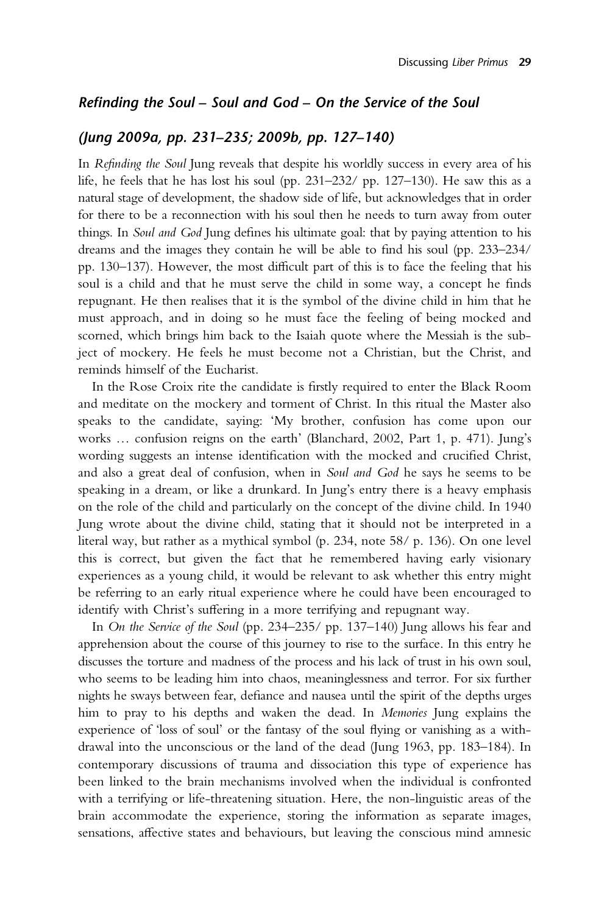## *Refinding the Soul – Soul and God – On the Service of the Soul*

## *(Jung 2009a, pp. 231–235; 2009b, pp. 127–140)*

In *Refinding the Soul* Jung reveals that despite his worldly success in every area of his life, he feels that he has lost his soul (pp. 231–232/ pp. 127–130). He saw this as a natural stage of development, the shadow side of life, but acknowledges that in order for there to be a reconnection with his soul then he needs to turn away from outer things. In *Soul and God* Jung defines his ultimate goal: that by paying attention to his dreams and the images they contain he will be able to find his soul (pp. 233–234/ pp. 130–137). However, the most difficult part of this is to face the feeling that his soul is a child and that he must serve the child in some way, a concept he finds repugnant. He then realises that it is the symbol of the divine child in him that he must approach, and in doing so he must face the feeling of being mocked and scorned, which brings him back to the Isaiah quote where the Messiah is the subject of mockery. He feels he must become not a Christian, but the Christ, and reminds himself of the Eucharist.

In the Rose Croix rite the candidate is firstly required to enter the Black Room and meditate on the mockery and torment of Christ. In this ritual the Master also speaks to the candidate, saying: 'My brother, confusion has come upon our works … confusion reigns on the earth' (Blanchard, 2002, Part 1, p. 471). Jung's wording suggests an intense identification with the mocked and crucified Christ, and also a great deal of confusion, when in *Soul and God* he says he seems to be speaking in a dream, or like a drunkard. In Jung's entry there is a heavy emphasis on the role of the child and particularly on the concept of the divine child. In 1940 Jung wrote about the divine child, stating that it should not be interpreted in a literal way, but rather as a mythical symbol (p. 234, note 58/ p. 136). On one level this is correct, but given the fact that he remembered having early visionary experiences as a young child, it would be relevant to ask whether this entry might be referring to an early ritual experience where he could have been encouraged to identify with Christ's suffering in a more terrifying and repugnant way.

In *On the Service of the Soul* (pp. 234–235/ pp. 137–140) Jung allows his fear and apprehension about the course of this journey to rise to the surface. In this entry he discusses the torture and madness of the process and his lack of trust in his own soul, who seems to be leading him into chaos, meaninglessness and terror. For six further nights he sways between fear, defiance and nausea until the spirit of the depths urges him to pray to his depths and waken the dead. In *Memories* Jung explains the experience of 'loss of soul' or the fantasy of the soul flying or vanishing as a withdrawal into the unconscious or the land of the dead (Jung 1963, pp. 183–184). In contemporary discussions of trauma and dissociation this type of experience has been linked to the brain mechanisms involved when the individual is confronted with a terrifying or life-threatening situation. Here, the non-linguistic areas of the brain accommodate the experience, storing the information as separate images, sensations, affective states and behaviours, but leaving the conscious mind amnesic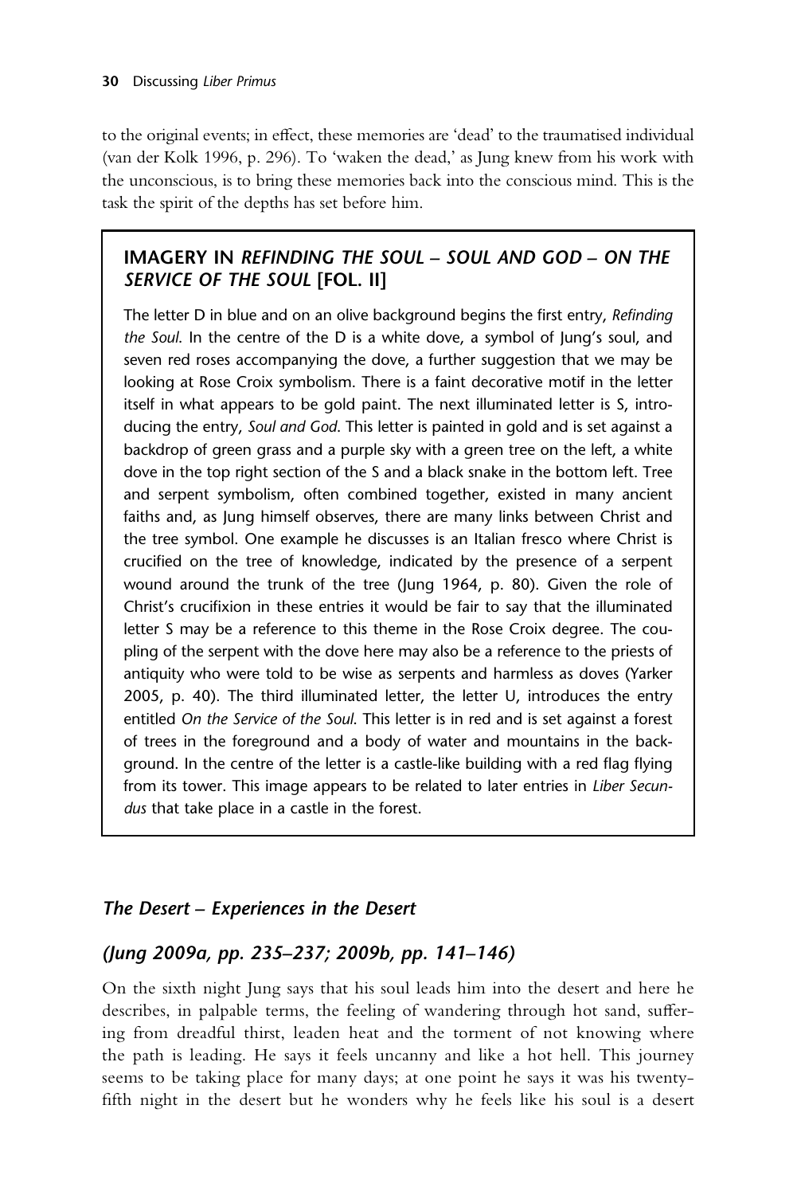to the original events; in effect, these memories are 'dead' to the traumatised individual (van der Kolk 1996, p. 296). To 'waken the dead,' as Jung knew from his work with the unconscious, is to bring these memories back into the conscious mind. This is the task the spirit of the depths has set before him.

> **IMAGERY IN *REFINDING THE SOUL – SOUL AND GOD – ON THE SERVICE OF THE SOUL* [FOL. II]**
>
> The letter D in blue and on an olive background begins the first entry, *Refinding the Soul*. In the centre of the D is a white dove, a symbol of Jung's soul, and seven red roses accompanying the dove, a further suggestion that we may be looking at Rose Croix symbolism. There is a faint decorative motif in the letter itself in what appears to be gold paint. The next illuminated letter is S, introducing the entry, *Soul and God*. This letter is painted in gold and is set against a backdrop of green grass and a purple sky with a green tree on the left, a white dove in the top right section of the S and a black snake in the bottom left. Tree and serpent symbolism, often combined together, existed in many ancient faiths and, as Jung himself observes, there are many links between Christ and the tree symbol. One example he discusses is an Italian fresco where Christ is crucified on the tree of knowledge, indicated by the presence of a serpent wound around the trunk of the tree (Jung 1964, p. 80). Given the role of Christ's crucifixion in these entries it would be fair to say that the illuminated letter S may be a reference to this theme in the Rose Croix degree. The coupling of the serpent with the dove here may also be a reference to the priests of antiquity who were told to be wise as serpents and harmless as doves (Yarker 2005, p. 40). The third illuminated letter, the letter U, introduces the entry entitled *On the Service of the Soul*. This letter is in red and is set against a forest of trees in the foreground and a body of water and mountains in the background. In the centre of the letter is a castle-like building with a red flag flying from its tower. This image appears to be related to later entries in *Liber Secundus* that take place in a castle in the forest.

### *The Desert – Experiences in the Desert*

### *(Jung 2009a, pp. 235–237; 2009b, pp. 141–146)*

On the sixth night Jung says that his soul leads him into the desert and here he describes, in palpable terms, the feeling of wandering through hot sand, suffering from dreadful thirst, leaden heat and the torment of not knowing where the path is leading. He says it feels uncanny and like a hot hell. This journey seems to be taking place for many days; at one point he says it was his twenty-fifth night in the desert but he wonders why he feels like his soul is a desert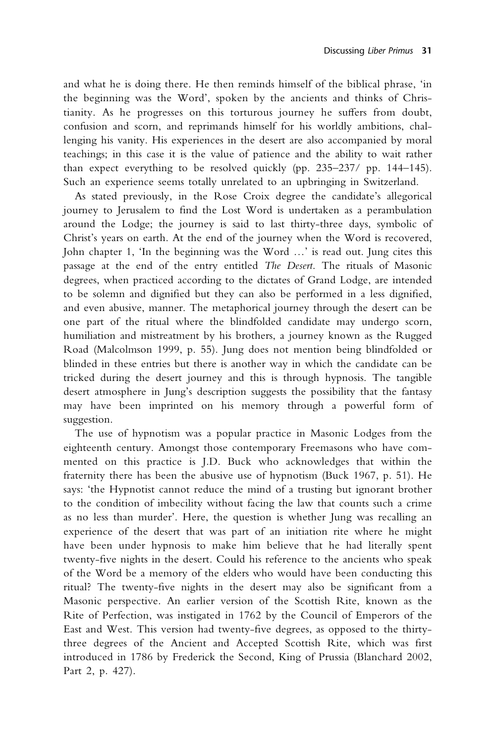and what he is doing there. He then reminds himself of the biblical phrase, 'in the beginning was the Word', spoken by the ancients and thinks of Christianity. As he progresses on this torturous journey he suffers from doubt, confusion and scorn, and reprimands himself for his worldly ambitions, challenging his vanity. His experiences in the desert are also accompanied by moral teachings; in this case it is the value of patience and the ability to wait rather than expect everything to be resolved quickly (pp. 235–237/ pp. 144–145). Such an experience seems totally unrelated to an upbringing in Switzerland.

As stated previously, in the Rose Croix degree the candidate's allegorical journey to Jerusalem to find the Lost Word is undertaken as a perambulation around the Lodge; the journey is said to last thirty-three days, symbolic of Christ's years on earth. At the end of the journey when the Word is recovered, John chapter 1, 'In the beginning was the Word …' is read out. Jung cites this passage at the end of the entry entitled *The Desert*. The rituals of Masonic degrees, when practiced according to the dictates of Grand Lodge, are intended to be solemn and dignified but they can also be performed in a less dignified, and even abusive, manner. The metaphorical journey through the desert can be one part of the ritual where the blindfolded candidate may undergo scorn, humiliation and mistreatment by his brothers, a journey known as the Rugged Road (Malcolmson 1999, p. 55). Jung does not mention being blindfolded or blinded in these entries but there is another way in which the candidate can be tricked during the desert journey and this is through hypnosis. The tangible desert atmosphere in Jung's description suggests the possibility that the fantasy may have been imprinted on his memory through a powerful form of suggestion.

The use of hypnotism was a popular practice in Masonic Lodges from the eighteenth century. Amongst those contemporary Freemasons who have commented on this practice is J.D. Buck who acknowledges that within the fraternity there has been the abusive use of hypnotism (Buck 1967, p. 51). He says: 'the Hypnotist cannot reduce the mind of a trusting but ignorant brother to the condition of imbecility without facing the law that counts such a crime as no less than murder'. Here, the question is whether Jung was recalling an experience of the desert that was part of an initiation rite where he might have been under hypnosis to make him believe that he had literally spent twenty-five nights in the desert. Could his reference to the ancients who speak of the Word be a memory of the elders who would have been conducting this ritual? The twenty-five nights in the desert may also be significant from a Masonic perspective. An earlier version of the Scottish Rite, known as the Rite of Perfection, was instigated in 1762 by the Council of Emperors of the East and West. This version had twenty-five degrees, as opposed to the thirty-three degrees of the Ancient and Accepted Scottish Rite, which was first introduced in 1786 by Frederick the Second, King of Prussia (Blanchard 2002, Part 2, p. 427).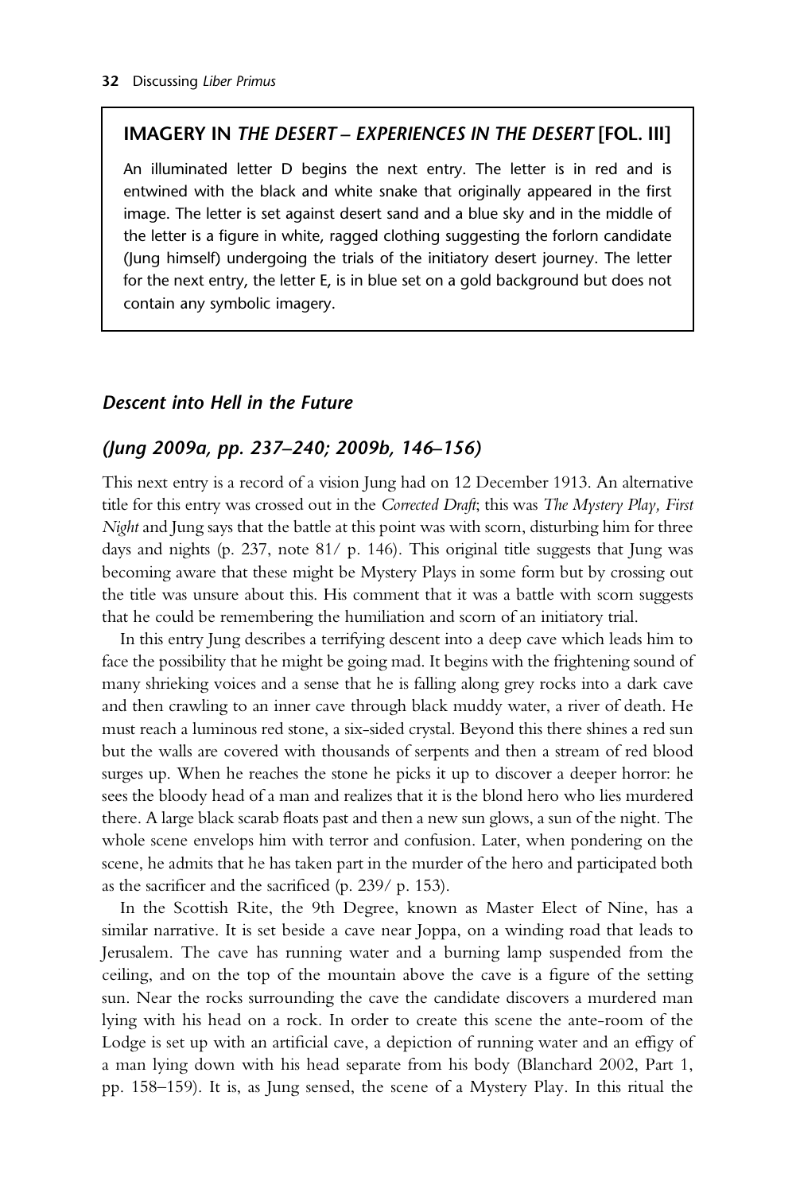## IMAGERY IN *THE DESERT – EXPERIENCES IN THE DESERT* [FOL. III]

An illuminated letter D begins the next entry. The letter is in red and is entwined with the black and white snake that originally appeared in the first image. The letter is set against desert sand and a blue sky and in the middle of the letter is a figure in white, ragged clothing suggesting the forlorn candidate (Jung himself) undergoing the trials of the initiatory desert journey. The letter for the next entry, the letter E, is in blue set on a gold background but does not contain any symbolic imagery.

### *Descent into Hell in the Future*

### *(Jung 2009a, pp. 237–240; 2009b, 146–156)*

This next entry is a record of a vision Jung had on 12 December 1913. An alternative title for this entry was crossed out in the *Corrected Draft*; this was *The Mystery Play, First Night* and Jung says that the battle at this point was with scorn, disturbing him for three days and nights (p. 237, note 81/ p. 146). This original title suggests that Jung was becoming aware that these might be Mystery Plays in some form but by crossing out the title was unsure about this. His comment that it was a battle with scorn suggests that he could be remembering the humiliation and scorn of an initiatory trial.

In this entry Jung describes a terrifying descent into a deep cave which leads him to face the possibility that he might be going mad. It begins with the frightening sound of many shrieking voices and a sense that he is falling along grey rocks into a dark cave and then crawling to an inner cave through black muddy water, a river of death. He must reach a luminous red stone, a six-sided crystal. Beyond this there shines a red sun but the walls are covered with thousands of serpents and then a stream of red blood surges up. When he reaches the stone he picks it up to discover a deeper horror: he sees the bloody head of a man and realizes that it is the blond hero who lies murdered there. A large black scarab floats past and then a new sun glows, a sun of the night. The whole scene envelops him with terror and confusion. Later, when pondering on the scene, he admits that he has taken part in the murder of the hero and participated both as the sacrificer and the sacrificed (p. 239/ p. 153).

In the Scottish Rite, the 9th Degree, known as Master Elect of Nine, has a similar narrative. It is set beside a cave near Joppa, on a winding road that leads to Jerusalem. The cave has running water and a burning lamp suspended from the ceiling, and on the top of the mountain above the cave is a figure of the setting sun. Near the rocks surrounding the cave the candidate discovers a murdered man lying with his head on a rock. In order to create this scene the ante-room of the Lodge is set up with an artificial cave, a depiction of running water and an effigy of a man lying down with his head separate from his body (Blanchard 2002, Part 1, pp. 158–159). It is, as Jung sensed, the scene of a Mystery Play. In this ritual the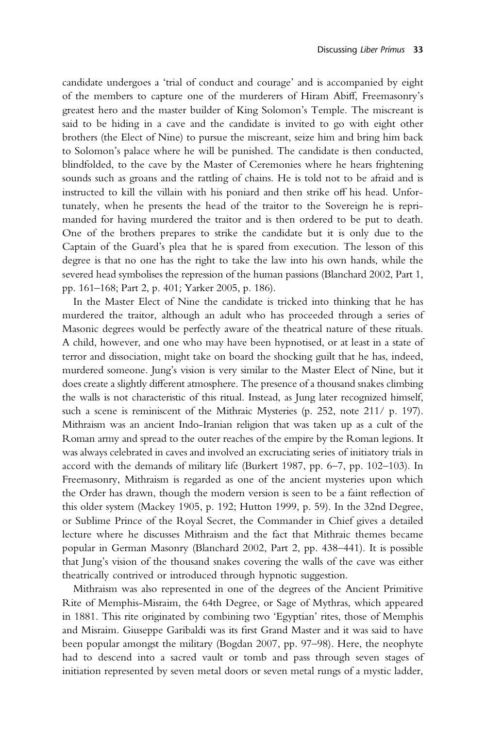candidate undergoes a 'trial of conduct and courage' and is accompanied by eight of the members to capture one of the murderers of Hiram Abiff, Freemasonry's greatest hero and the master builder of King Solomon's Temple. The miscreant is said to be hiding in a cave and the candidate is invited to go with eight other brothers (the Elect of Nine) to pursue the miscreant, seize him and bring him back to Solomon's palace where he will be punished. The candidate is then conducted, blindfolded, to the cave by the Master of Ceremonies where he hears frightening sounds such as groans and the rattling of chains. He is told not to be afraid and is instructed to kill the villain with his poniard and then strike off his head. Unfortunately, when he presents the head of the traitor to the Sovereign he is reprimanded for having murdered the traitor and is then ordered to be put to death. One of the brothers prepares to strike the candidate but it is only due to the Captain of the Guard's plea that he is spared from execution. The lesson of this degree is that no one has the right to take the law into his own hands, while the severed head symbolises the repression of the human passions (Blanchard 2002, Part 1, pp. 161–168; Part 2, p. 401; Yarker 2005, p. 186).

In the Master Elect of Nine the candidate is tricked into thinking that he has murdered the traitor, although an adult who has proceeded through a series of Masonic degrees would be perfectly aware of the theatrical nature of these rituals. A child, however, and one who may have been hypnotised, or at least in a state of terror and dissociation, might take on board the shocking guilt that he has, indeed, murdered someone. Jung's vision is very similar to the Master Elect of Nine, but it does create a slightly different atmosphere. The presence of a thousand snakes climbing the walls is not characteristic of this ritual. Instead, as Jung later recognized himself, such a scene is reminiscent of the Mithraic Mysteries (p. 252, note 211/ p. 197). Mithraism was an ancient Indo-Iranian religion that was taken up as a cult of the Roman army and spread to the outer reaches of the empire by the Roman legions. It was always celebrated in caves and involved an excruciating series of initiatory trials in accord with the demands of military life (Burkert 1987, pp. 6–7, pp. 102–103). In Freemasonry, Mithraism is regarded as one of the ancient mysteries upon which the Order has drawn, though the modern version is seen to be a faint reflection of this older system (Mackey 1905, p. 192; Hutton 1999, p. 59). In the 32nd Degree, or Sublime Prince of the Royal Secret, the Commander in Chief gives a detailed lecture where he discusses Mithraism and the fact that Mithraic themes became popular in German Masonry (Blanchard 2002, Part 2, pp. 438–441). It is possible that Jung's vision of the thousand snakes covering the walls of the cave was either theatrically contrived or introduced through hypnotic suggestion.

Mithraism was also represented in one of the degrees of the Ancient Primitive Rite of Memphis-Misraim, the 64th Degree, or Sage of Mythras, which appeared in 1881. This rite originated by combining two 'Egyptian' rites, those of Memphis and Misraim. Giuseppe Garibaldi was its first Grand Master and it was said to have been popular amongst the military (Bogdan 2007, pp. 97–98). Here, the neophyte had to descend into a sacred vault or tomb and pass through seven stages of initiation represented by seven metal doors or seven metal rungs of a mystic ladder,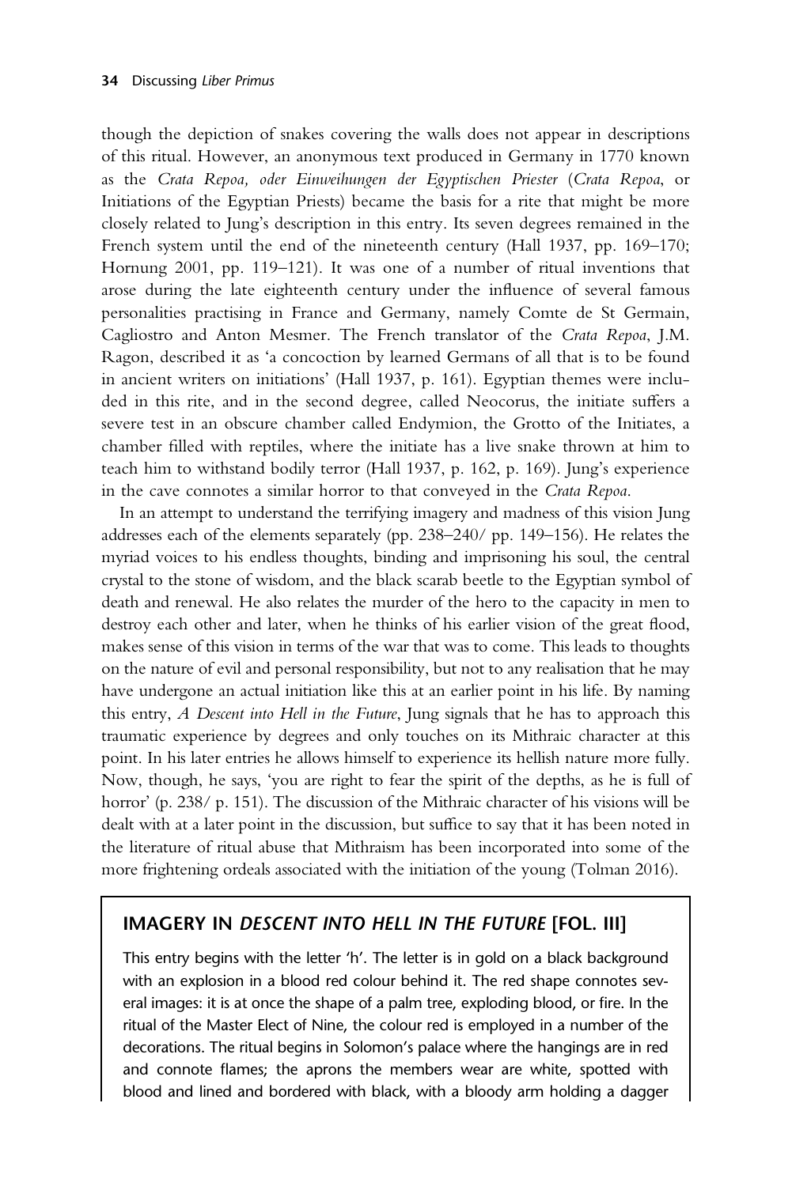though the depiction of snakes covering the walls does not appear in descriptions of this ritual. However, an anonymous text produced in Germany in 1770 known as the *Crata Repoa, oder Einweihungen der Egyptischen Priester* (*Crata Repoa*, or Initiations of the Egyptian Priests) became the basis for a rite that might be more closely related to Jung's description in this entry. Its seven degrees remained in the French system until the end of the nineteenth century (Hall 1937, pp. 169–170; Hornung 2001, pp. 119–121). It was one of a number of ritual inventions that arose during the late eighteenth century under the influence of several famous personalities practising in France and Germany, namely Comte de St Germain, Cagliostro and Anton Mesmer. The French translator of the *Crata Repoa*, J.M. Ragon, described it as 'a concoction by learned Germans of all that is to be found in ancient writers on initiations' (Hall 1937, p. 161). Egyptian themes were included in this rite, and in the second degree, called Neocorus, the initiate suffers a severe test in an obscure chamber called Endymion, the Grotto of the Initiates, a chamber filled with reptiles, where the initiate has a live snake thrown at him to teach him to withstand bodily terror (Hall 1937, p. 162, p. 169). Jung's experience in the cave connotes a similar horror to that conveyed in the *Crata Repoa*.

In an attempt to understand the terrifying imagery and madness of this vision Jung addresses each of the elements separately (pp. 238–240/ pp. 149–156). He relates the myriad voices to his endless thoughts, binding and imprisoning his soul, the central crystal to the stone of wisdom, and the black scarab beetle to the Egyptian symbol of death and renewal. He also relates the murder of the hero to the capacity in men to destroy each other and later, when he thinks of his earlier vision of the great flood, makes sense of this vision in terms of the war that was to come. This leads to thoughts on the nature of evil and personal responsibility, but not to any realisation that he may have undergone an actual initiation like this at an earlier point in his life. By naming this entry, *A Descent into Hell in the Future*, Jung signals that he has to approach this traumatic experience by degrees and only touches on its Mithraic character at this point. In his later entries he allows himself to experience its hellish nature more fully. Now, though, he says, 'you are right to fear the spirit of the depths, as he is full of horror' (p. 238/ p. 151). The discussion of the Mithraic character of his visions will be dealt with at a later point in the discussion, but suffice to say that it has been noted in the literature of ritual abuse that Mithraism has been incorporated into some of the more frightening ordeals associated with the initiation of the young (Tolman 2016).

## IMAGERY IN *DESCENT INTO HELL IN THE FUTURE* [FOL. III]

This entry begins with the letter 'h'. The letter is in gold on a black background with an explosion in a blood red colour behind it. The red shape connotes several images: it is at once the shape of a palm tree, exploding blood, or fire. In the ritual of the Master Elect of Nine, the colour red is employed in a number of the decorations. The ritual begins in Solomon's palace where the hangings are in red and connote flames; the aprons the members wear are white, spotted with blood and lined and bordered with black, with a bloody arm holding a dagger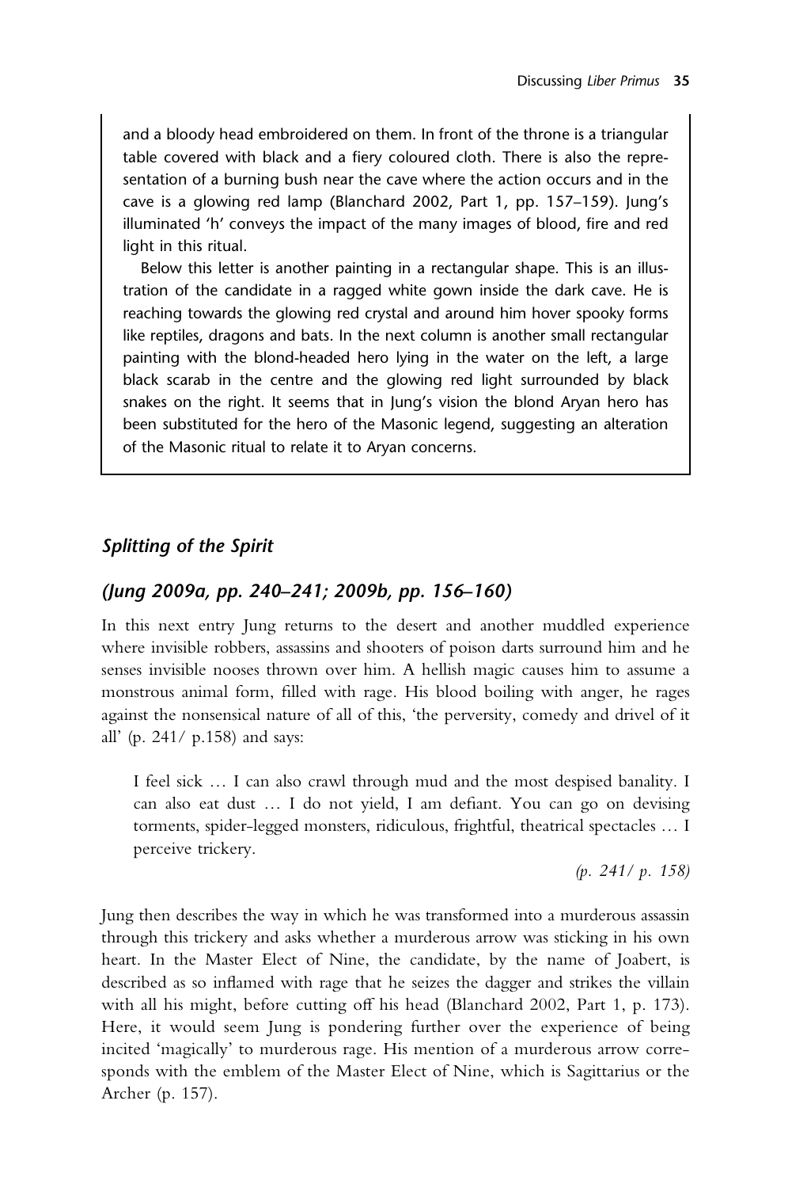and a bloody head embroidered on them. In front of the throne is a triangular table covered with black and a fiery coloured cloth. There is also the representation of a burning bush near the cave where the action occurs and in the cave is a glowing red lamp (Blanchard 2002, Part 1, pp. 157–159). Jung's illuminated 'h' conveys the impact of the many images of blood, fire and red light in this ritual.

Below this letter is another painting in a rectangular shape. This is an illustration of the candidate in a ragged white gown inside the dark cave. He is reaching towards the glowing red crystal and around him hover spooky forms like reptiles, dragons and bats. In the next column is another small rectangular painting with the blond-headed hero lying in the water on the left, a large black scarab in the centre and the glowing red light surrounded by black snakes on the right. It seems that in Jung's vision the blond Aryan hero has been substituted for the hero of the Masonic legend, suggesting an alteration of the Masonic ritual to relate it to Aryan concerns.

## *Splitting of the Spirit*

## *(Jung 2009a, pp. 240–241; 2009b, pp. 156–160)*

In this next entry Jung returns to the desert and another muddled experience where invisible robbers, assassins and shooters of poison darts surround him and he senses invisible nooses thrown over him. A hellish magic causes him to assume a monstrous animal form, filled with rage. His blood boiling with anger, he rages against the nonsensical nature of all of this, 'the perversity, comedy and drivel of it all' (p. 241/ p.158) and says:

> I feel sick … I can also crawl through mud and the most despised banality. I can also eat dust … I do not yield, I am defiant. You can go on devising torments, spider-legged monsters, ridiculous, frightful, theatrical spectacles … I perceive trickery.
>
> *(p. 241/ p. 158)*

Jung then describes the way in which he was transformed into a murderous assassin through this trickery and asks whether a murderous arrow was sticking in his own heart. In the Master Elect of Nine, the candidate, by the name of Joabert, is described as so inflamed with rage that he seizes the dagger and strikes the villain with all his might, before cutting off his head (Blanchard 2002, Part 1, p. 173). Here, it would seem Jung is pondering further over the experience of being incited 'magically' to murderous rage. His mention of a murderous arrow corresponds with the emblem of the Master Elect of Nine, which is Sagittarius or the Archer (p. 157).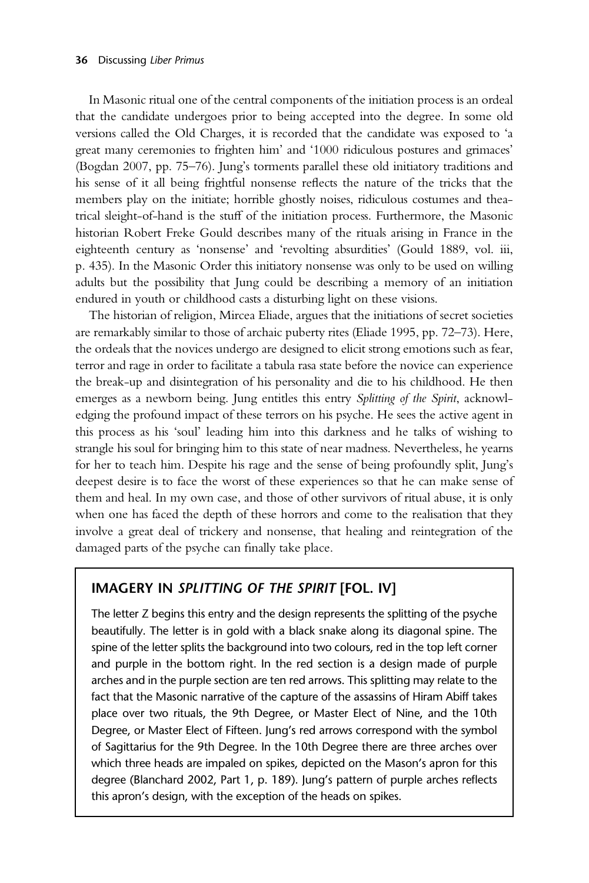In Masonic ritual one of the central components of the initiation process is an ordeal that the candidate undergoes prior to being accepted into the degree. In some old versions called the Old Charges, it is recorded that the candidate was exposed to 'a great many ceremonies to frighten him' and '1000 ridiculous postures and grimaces' (Bogdan 2007, pp. 75–76). Jung's torments parallel these old initiatory traditions and his sense of it all being frightful nonsense reflects the nature of the tricks that the members play on the initiate; horrible ghostly noises, ridiculous costumes and theatrical sleight-of-hand is the stuff of the initiation process. Furthermore, the Masonic historian Robert Freke Gould describes many of the rituals arising in France in the eighteenth century as 'nonsense' and 'revolting absurdities' (Gould 1889, vol. iii, p. 435). In the Masonic Order this initiatory nonsense was only to be used on willing adults but the possibility that Jung could be describing a memory of an initiation endured in youth or childhood casts a disturbing light on these visions.

The historian of religion, Mircea Eliade, argues that the initiations of secret societies are remarkably similar to those of archaic puberty rites (Eliade 1995, pp. 72–73). Here, the ordeals that the novices undergo are designed to elicit strong emotions such as fear, terror and rage in order to facilitate a tabula rasa state before the novice can experience the break-up and disintegration of his personality and die to his childhood. He then emerges as a newborn being. Jung entitles this entry *Splitting of the Spirit*, acknowledging the profound impact of these terrors on his psyche. He sees the active agent in this process as his 'soul' leading him into this darkness and he talks of wishing to strangle his soul for bringing him to this state of near madness. Nevertheless, he yearns for her to teach him. Despite his rage and the sense of being profoundly split, Jung's deepest desire is to face the worst of these experiences so that he can make sense of them and heal. In my own case, and those of other survivors of ritual abuse, it is only when one has faced the depth of these horrors and come to the realisation that they involve a great deal of trickery and nonsense, that healing and reintegration of the damaged parts of the psyche can finally take place.

## IMAGERY IN *SPLITTING OF THE SPIRIT* [FOL. IV]

The letter Z begins this entry and the design represents the splitting of the psyche beautifully. The letter is in gold with a black snake along its diagonal spine. The spine of the letter splits the background into two colours, red in the top left corner and purple in the bottom right. In the red section is a design made of purple arches and in the purple section are ten red arrows. This splitting may relate to the fact that the Masonic narrative of the capture of the assassins of Hiram Abiff takes place over two rituals, the 9th Degree, or Master Elect of Nine, and the 10th Degree, or Master Elect of Fifteen. Jung's red arrows correspond with the symbol of Sagittarius for the 9th Degree. In the 10th Degree there are three arches over which three heads are impaled on spikes, depicted on the Mason's apron for this degree (Blanchard 2002, Part 1, p. 189). Jung's pattern of purple arches reflects this apron's design, with the exception of the heads on spikes.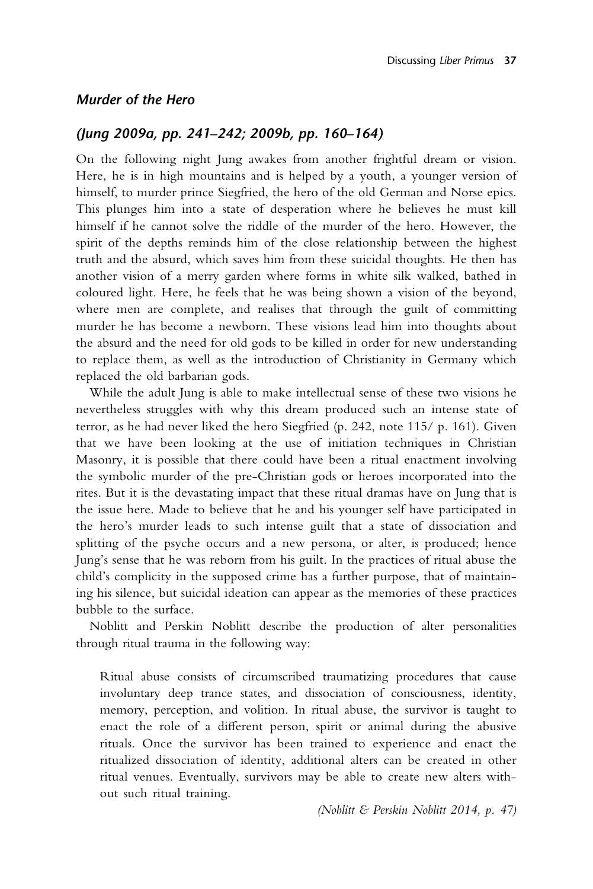### *Murder of the Hero*

### *(Jung 2009a, pp. 241–242; 2009b, pp. 160–164)*

On the following night Jung awakes from another frightful dream or vision. Here, he is in high mountains and is helped by a youth, a younger version of himself, to murder prince Siegfried, the hero of the old German and Norse epics. This plunges him into a state of desperation where he believes he must kill himself if he cannot solve the riddle of the murder of the hero. However, the spirit of the depths reminds him of the close relationship between the highest truth and the absurd, which saves him from these suicidal thoughts. He then has another vision of a merry garden where forms in white silk walked, bathed in coloured light. Here, he feels that he was being shown a vision of the beyond, where men are complete, and realises that through the guilt of committing murder he has become a newborn. These visions lead him into thoughts about the absurd and the need for old gods to be killed in order for new understanding to replace them, as well as the introduction of Christianity in Germany which replaced the old barbarian gods.

While the adult Jung is able to make intellectual sense of these two visions he nevertheless struggles with why this dream produced such an intense state of terror, as he had never liked the hero Siegfried (p. 242, note 115/ p. 161). Given that we have been looking at the use of initiation techniques in Christian Masonry, it is possible that there could have been a ritual enactment involving the symbolic murder of the pre-Christian gods or heroes incorporated into the rites. But it is the devastating impact that these ritual dramas have on Jung that is the issue here. Made to believe that he and his younger self have participated in the hero's murder leads to such intense guilt that a state of dissociation and splitting of the psyche occurs and a new persona, or alter, is produced; hence Jung's sense that he was reborn from his guilt. In the practices of ritual abuse the child's complicity in the supposed crime has a further purpose, that of maintaining his silence, but suicidal ideation can appear as the memories of these practices bubble to the surface.

Noblitt and Perskin Noblitt describe the production of alter personalities through ritual trauma in the following way:

> Ritual abuse consists of circumscribed traumatizing procedures that cause involuntary deep trance states, and dissociation of consciousness, identity, memory, perception, and volition. In ritual abuse, the survivor is taught to enact the role of a different person, spirit or animal during the abusive rituals. Once the survivor has been trained to experience and enact the ritualized dissociation of identity, additional alters can be created in other ritual venues. Eventually, survivors may be able to create new alters without such ritual training.
>
> *(Noblitt & Perskin Noblitt 2014, p. 47)*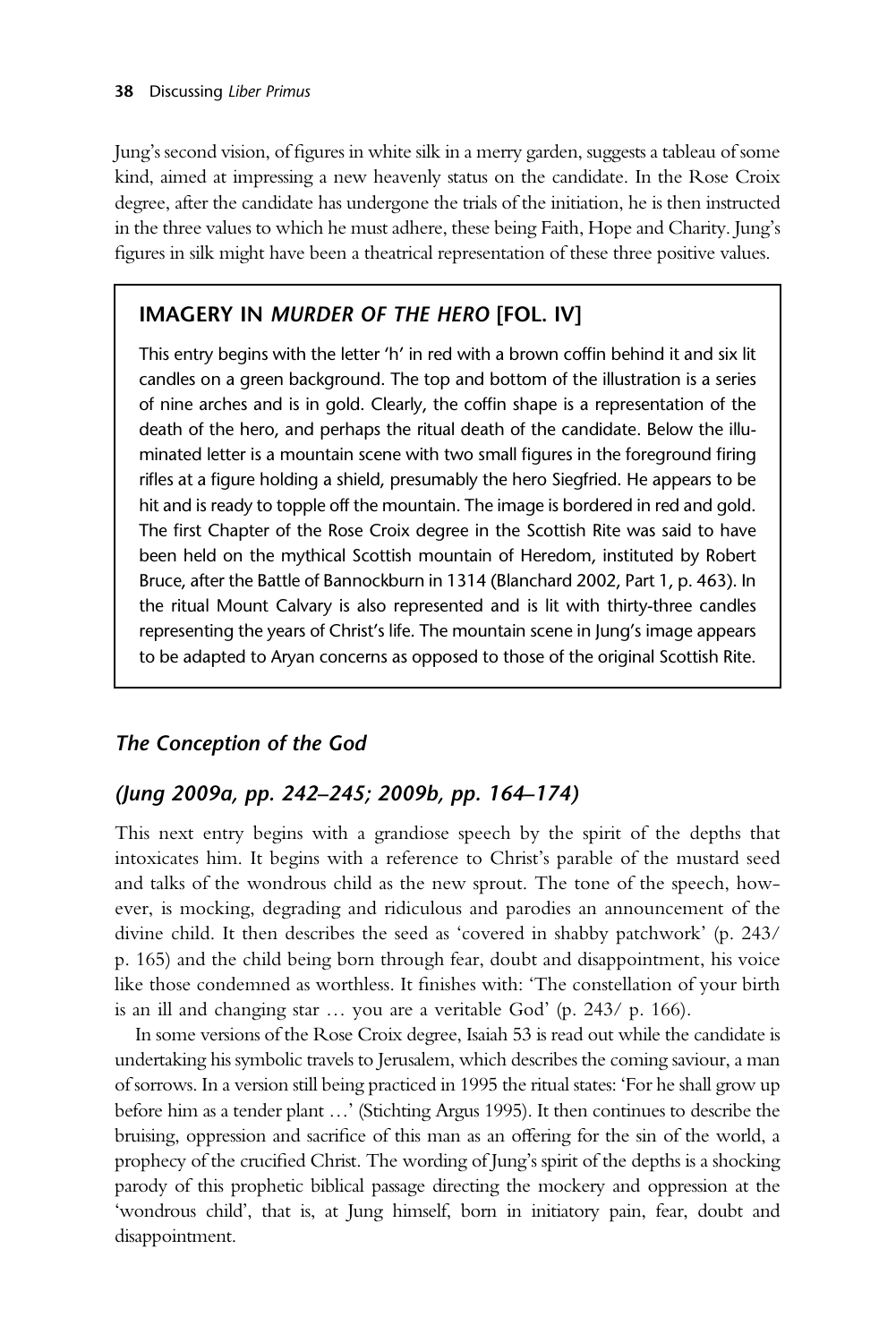Jung's second vision, of figures in white silk in a merry garden, suggests a tableau of some kind, aimed at impressing a new heavenly status on the candidate. In the Rose Croix degree, after the candidate has undergone the trials of the initiation, he is then instructed in the three values to which he must adhere, these being Faith, Hope and Charity. Jung's figures in silk might have been a theatrical representation of these three positive values.

> ### IMAGERY IN *MURDER OF THE HERO* [FOL. IV]
>
> This entry begins with the letter 'h' in red with a brown coffin behind it and six lit candles on a green background. The top and bottom of the illustration is a series of nine arches and is in gold. Clearly, the coffin shape is a representation of the death of the hero, and perhaps the ritual death of the candidate. Below the illuminated letter is a mountain scene with two small figures in the foreground firing rifles at a figure holding a shield, presumably the hero Siegfried. He appears to be hit and is ready to topple off the mountain. The image is bordered in red and gold. The first Chapter of the Rose Croix degree in the Scottish Rite was said to have been held on the mythical Scottish mountain of Heredom, instituted by Robert Bruce, after the Battle of Bannockburn in 1314 (Blanchard 2002, Part 1, p. 463). In the ritual Mount Calvary is also represented and is lit with thirty-three candles representing the years of Christ's life. The mountain scene in Jung's image appears to be adapted to Aryan concerns as opposed to those of the original Scottish Rite.

## *The Conception of the God*

## *(Jung 2009a, pp. 242–245; 2009b, pp. 164–174)*

This next entry begins with a grandiose speech by the spirit of the depths that intoxicates him. It begins with a reference to Christ's parable of the mustard seed and talks of the wondrous child as the new sprout. The tone of the speech, however, is mocking, degrading and ridiculous and parodies an announcement of the divine child. It then describes the seed as 'covered in shabby patchwork' (p. 243/ p. 165) and the child being born through fear, doubt and disappointment, his voice like those condemned as worthless. It finishes with: 'The constellation of your birth is an ill and changing star … you are a veritable God' (p. 243/ p. 166).

In some versions of the Rose Croix degree, Isaiah 53 is read out while the candidate is undertaking his symbolic travels to Jerusalem, which describes the coming saviour, a man of sorrows. In a version still being practiced in 1995 the ritual states: 'For he shall grow up before him as a tender plant …' (Stichting Argus 1995). It then continues to describe the bruising, oppression and sacrifice of this man as an offering for the sin of the world, a prophecy of the crucified Christ. The wording of Jung's spirit of the depths is a shocking parody of this prophetic biblical passage directing the mockery and oppression at the 'wondrous child', that is, at Jung himself, born in initiatory pain, fear, doubt and disappointment.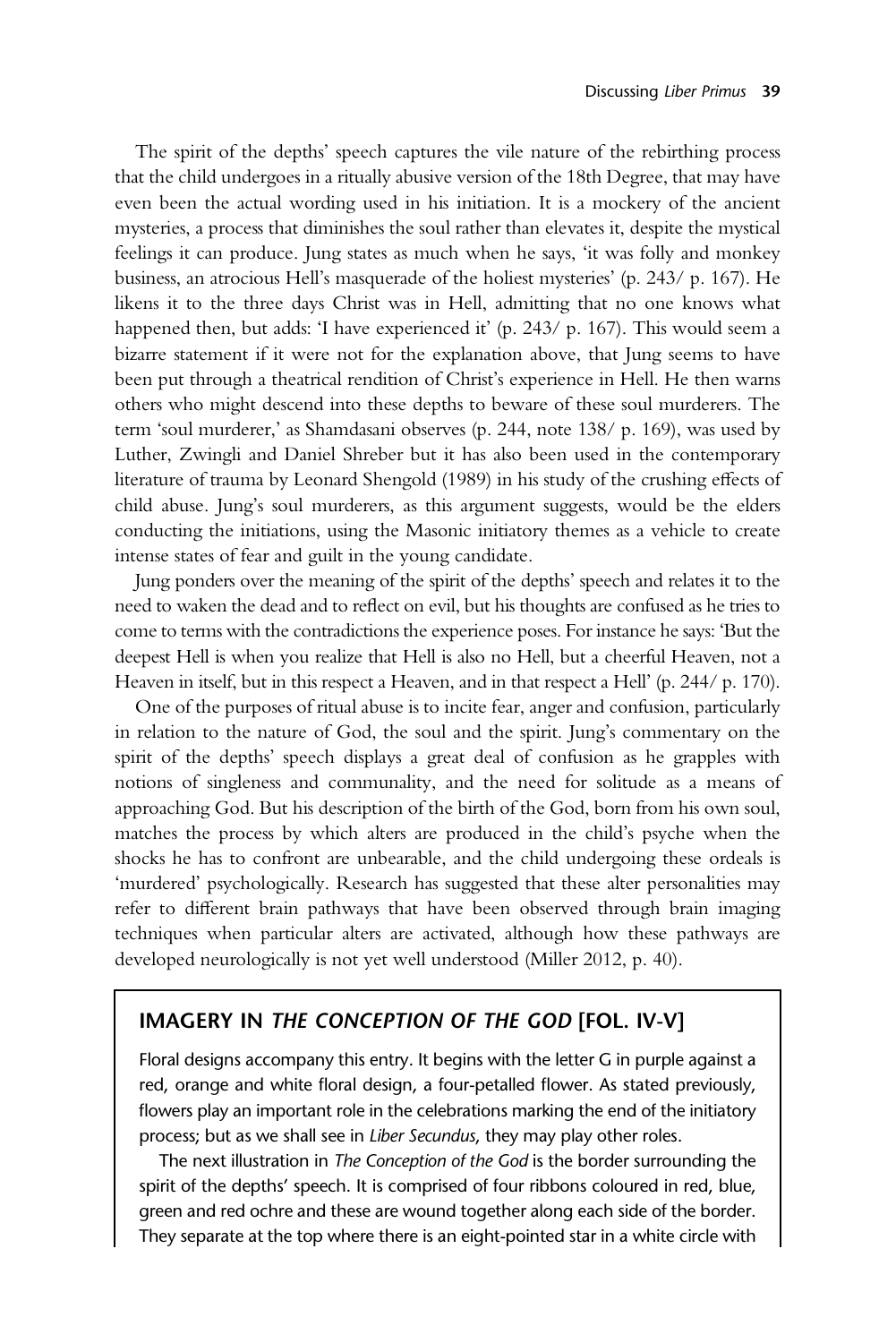The spirit of the depths' speech captures the vile nature of the rebirthing process that the child undergoes in a ritually abusive version of the 18th Degree, that may have even been the actual wording used in his initiation. It is a mockery of the ancient mysteries, a process that diminishes the soul rather than elevates it, despite the mystical feelings it can produce. Jung states as much when he says, 'it was folly and monkey business, an atrocious Hell's masquerade of the holiest mysteries' (p. 243/ p. 167). He likens it to the three days Christ was in Hell, admitting that no one knows what happened then, but adds: 'I have experienced it' (p. 243/ p. 167). This would seem a bizarre statement if it were not for the explanation above, that Jung seems to have been put through a theatrical rendition of Christ's experience in Hell. He then warns others who might descend into these depths to beware of these soul murderers. The term 'soul murderer,' as Shamdasani observes (p. 244, note 138/ p. 169), was used by Luther, Zwingli and Daniel Shreber but it has also been used in the contemporary literature of trauma by Leonard Shengold (1989) in his study of the crushing effects of child abuse. Jung's soul murderers, as this argument suggests, would be the elders conducting the initiations, using the Masonic initiatory themes as a vehicle to create intense states of fear and guilt in the young candidate.

Jung ponders over the meaning of the spirit of the depths' speech and relates it to the need to waken the dead and to reflect on evil, but his thoughts are confused as he tries to come to terms with the contradictions the experience poses. For instance he says: 'But the deepest Hell is when you realize that Hell is also no Hell, but a cheerful Heaven, not a Heaven in itself, but in this respect a Heaven, and in that respect a Hell' (p. 244/ p. 170).

One of the purposes of ritual abuse is to incite fear, anger and confusion, particularly in relation to the nature of God, the soul and the spirit. Jung's commentary on the spirit of the depths' speech displays a great deal of confusion as he grapples with notions of singleness and communality, and the need for solitude as a means of approaching God. But his description of the birth of the God, born from his own soul, matches the process by which alters are produced in the child's psyche when the shocks he has to confront are unbearable, and the child undergoing these ordeals is 'murdered' psychologically. Research has suggested that these alter personalities may refer to different brain pathways that have been observed through brain imaging techniques when particular alters are activated, although how these pathways are developed neurologically is not yet well understood (Miller 2012, p. 40).

## IMAGERY IN *THE CONCEPTION OF THE GOD* [FOL. IV-V]

Floral designs accompany this entry. It begins with the letter G in purple against a red, orange and white floral design, a four-petalled flower. As stated previously, flowers play an important role in the celebrations marking the end of the initiatory process; but as we shall see in *Liber Secundus*, they may play other roles.

The next illustration in *The Conception of the God* is the border surrounding the spirit of the depths' speech. It is comprised of four ribbons coloured in red, blue, green and red ochre and these are wound together along each side of the border. They separate at the top where there is an eight-pointed star in a white circle with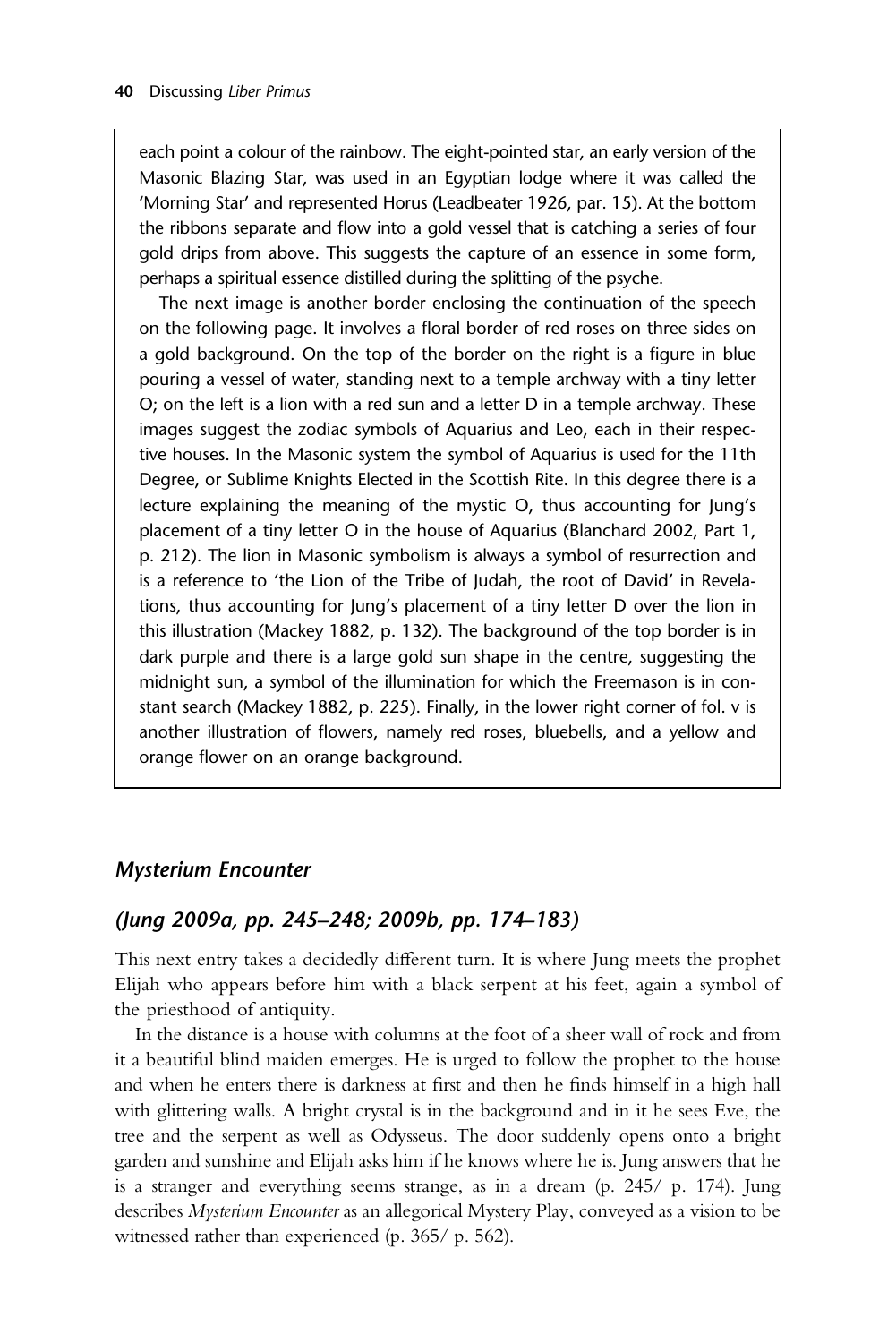each point a colour of the rainbow. The eight-pointed star, an early version of the Masonic Blazing Star, was used in an Egyptian lodge where it was called the 'Morning Star' and represented Horus (Leadbeater 1926, par. 15). At the bottom the ribbons separate and flow into a gold vessel that is catching a series of four gold drips from above. This suggests the capture of an essence in some form, perhaps a spiritual essence distilled during the splitting of the psyche.

The next image is another border enclosing the continuation of the speech on the following page. It involves a floral border of red roses on three sides on a gold background. On the top of the border on the right is a figure in blue pouring a vessel of water, standing next to a temple archway with a tiny letter O; on the left is a lion with a red sun and a letter D in a temple archway. These images suggest the zodiac symbols of Aquarius and Leo, each in their respective houses. In the Masonic system the symbol of Aquarius is used for the 11th Degree, or Sublime Knights Elected in the Scottish Rite. In this degree there is a lecture explaining the meaning of the mystic O, thus accounting for Jung's placement of a tiny letter O in the house of Aquarius (Blanchard 2002, Part 1, p. 212). The lion in Masonic symbolism is always a symbol of resurrection and is a reference to 'the Lion of the Tribe of Judah, the root of David' in Revelations, thus accounting for Jung's placement of a tiny letter D over the lion in this illustration (Mackey 1882, p. 132). The background of the top border is in dark purple and there is a large gold sun shape in the centre, suggesting the midnight sun, a symbol of the illumination for which the Freemason is in constant search (Mackey 1882, p. 225). Finally, in the lower right corner of fol. v is another illustration of flowers, namely red roses, bluebells, and a yellow and orange flower on an orange background.

## *Mysterium Encounter*

### *(Jung 2009a, pp. 245–248; 2009b, pp. 174–183)*

This next entry takes a decidedly different turn. It is where Jung meets the prophet Elijah who appears before him with a black serpent at his feet, again a symbol of the priesthood of antiquity.

In the distance is a house with columns at the foot of a sheer wall of rock and from it a beautiful blind maiden emerges. He is urged to follow the prophet to the house and when he enters there is darkness at first and then he finds himself in a high hall with glittering walls. A bright crystal is in the background and in it he sees Eve, the tree and the serpent as well as Odysseus. The door suddenly opens onto a bright garden and sunshine and Elijah asks him if he knows where he is. Jung answers that he is a stranger and everything seems strange, as in a dream (p. 245/ p. 174). Jung describes *Mysterium Encounter* as an allegorical Mystery Play, conveyed as a vision to be witnessed rather than experienced (p. 365/ p. 562).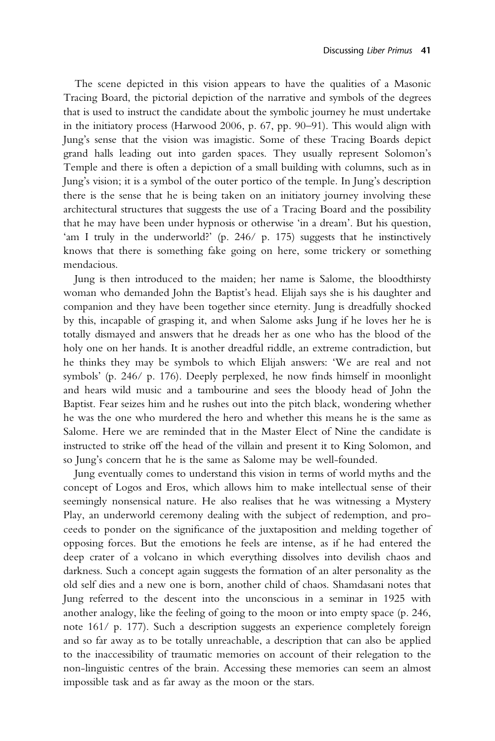The scene depicted in this vision appears to have the qualities of a Masonic Tracing Board, the pictorial depiction of the narrative and symbols of the degrees that is used to instruct the candidate about the symbolic journey he must undertake in the initiatory process (Harwood 2006, p. 67, pp. 90–91). This would align with Jung's sense that the vision was imagistic. Some of these Tracing Boards depict grand halls leading out into garden spaces. They usually represent Solomon's Temple and there is often a depiction of a small building with columns, such as in Jung's vision; it is a symbol of the outer portico of the temple. In Jung's description there is the sense that he is being taken on an initiatory journey involving these architectural structures that suggests the use of a Tracing Board and the possibility that he may have been under hypnosis or otherwise 'in a dream'. But his question, 'am I truly in the underworld?' (p. 246/ p. 175) suggests that he instinctively knows that there is something fake going on here, some trickery or something mendacious.

Jung is then introduced to the maiden; her name is Salome, the bloodthirsty woman who demanded John the Baptist's head. Elijah says she is his daughter and companion and they have been together since eternity. Jung is dreadfully shocked by this, incapable of grasping it, and when Salome asks Jung if he loves her he is totally dismayed and answers that he dreads her as one who has the blood of the holy one on her hands. It is another dreadful riddle, an extreme contradiction, but he thinks they may be symbols to which Elijah answers: 'We are real and not symbols' (p. 246/ p. 176). Deeply perplexed, he now finds himself in moonlight and hears wild music and a tambourine and sees the bloody head of John the Baptist. Fear seizes him and he rushes out into the pitch black, wondering whether he was the one who murdered the hero and whether this means he is the same as Salome. Here we are reminded that in the Master Elect of Nine the candidate is instructed to strike off the head of the villain and present it to King Solomon, and so Jung's concern that he is the same as Salome may be well-founded.

Jung eventually comes to understand this vision in terms of world myths and the concept of Logos and Eros, which allows him to make intellectual sense of their seemingly nonsensical nature. He also realises that he was witnessing a Mystery Play, an underworld ceremony dealing with the subject of redemption, and proceeds to ponder on the significance of the juxtaposition and melding together of opposing forces. But the emotions he feels are intense, as if he had entered the deep crater of a volcano in which everything dissolves into devilish chaos and darkness. Such a concept again suggests the formation of an alter personality as the old self dies and a new one is born, another child of chaos. Shamdasani notes that Jung referred to the descent into the unconscious in a seminar in 1925 with another analogy, like the feeling of going to the moon or into empty space (p. 246, note 161/ p. 177). Such a description suggests an experience completely foreign and so far away as to be totally unreachable, a description that can also be applied to the inaccessibility of traumatic memories on account of their relegation to the non-linguistic centres of the brain. Accessing these memories can seem an almost impossible task and as far away as the moon or the stars.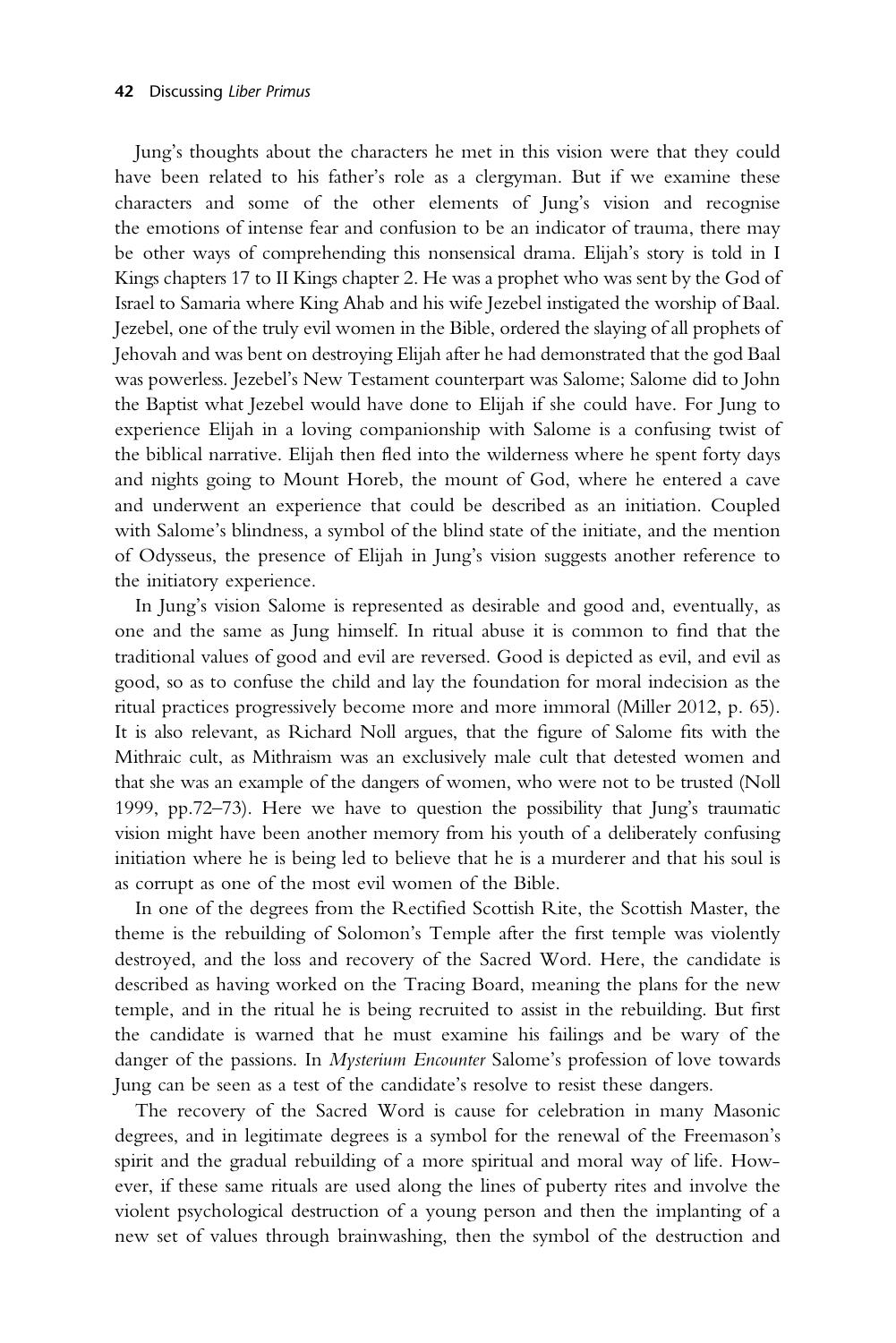Jung's thoughts about the characters he met in this vision were that they could have been related to his father's role as a clergyman. But if we examine these characters and some of the other elements of Jung's vision and recognise the emotions of intense fear and confusion to be an indicator of trauma, there may be other ways of comprehending this nonsensical drama. Elijah's story is told in I Kings chapters 17 to II Kings chapter 2. He was a prophet who was sent by the God of Israel to Samaria where King Ahab and his wife Jezebel instigated the worship of Baal. Jezebel, one of the truly evil women in the Bible, ordered the slaying of all prophets of Jehovah and was bent on destroying Elijah after he had demonstrated that the god Baal was powerless. Jezebel's New Testament counterpart was Salome; Salome did to John the Baptist what Jezebel would have done to Elijah if she could have. For Jung to experience Elijah in a loving companionship with Salome is a confusing twist of the biblical narrative. Elijah then fled into the wilderness where he spent forty days and nights going to Mount Horeb, the mount of God, where he entered a cave and underwent an experience that could be described as an initiation. Coupled with Salome's blindness, a symbol of the blind state of the initiate, and the mention of Odysseus, the presence of Elijah in Jung's vision suggests another reference to the initiatory experience.

In Jung's vision Salome is represented as desirable and good and, eventually, as one and the same as Jung himself. In ritual abuse it is common to find that the traditional values of good and evil are reversed. Good is depicted as evil, and evil as good, so as to confuse the child and lay the foundation for moral indecision as the ritual practices progressively become more and more immoral (Miller 2012, p. 65). It is also relevant, as Richard Noll argues, that the figure of Salome fits with the Mithraic cult, as Mithraism was an exclusively male cult that detested women and that she was an example of the dangers of women, who were not to be trusted (Noll 1999, pp.72–73). Here we have to question the possibility that Jung's traumatic vision might have been another memory from his youth of a deliberately confusing initiation where he is being led to believe that he is a murderer and that his soul is as corrupt as one of the most evil women of the Bible.

In one of the degrees from the Rectified Scottish Rite, the Scottish Master, the theme is the rebuilding of Solomon's Temple after the first temple was violently destroyed, and the loss and recovery of the Sacred Word. Here, the candidate is described as having worked on the Tracing Board, meaning the plans for the new temple, and in the ritual he is being recruited to assist in the rebuilding. But first the candidate is warned that he must examine his failings and be wary of the danger of the passions. In *Mysterium Encounter* Salome's profession of love towards Jung can be seen as a test of the candidate's resolve to resist these dangers.

The recovery of the Sacred Word is cause for celebration in many Masonic degrees, and in legitimate degrees is a symbol for the renewal of the Freemason's spirit and the gradual rebuilding of a more spiritual and moral way of life. However, if these same rituals are used along the lines of puberty rites and involve the violent psychological destruction of a young person and then the implanting of a new set of values through brainwashing, then the symbol of the destruction and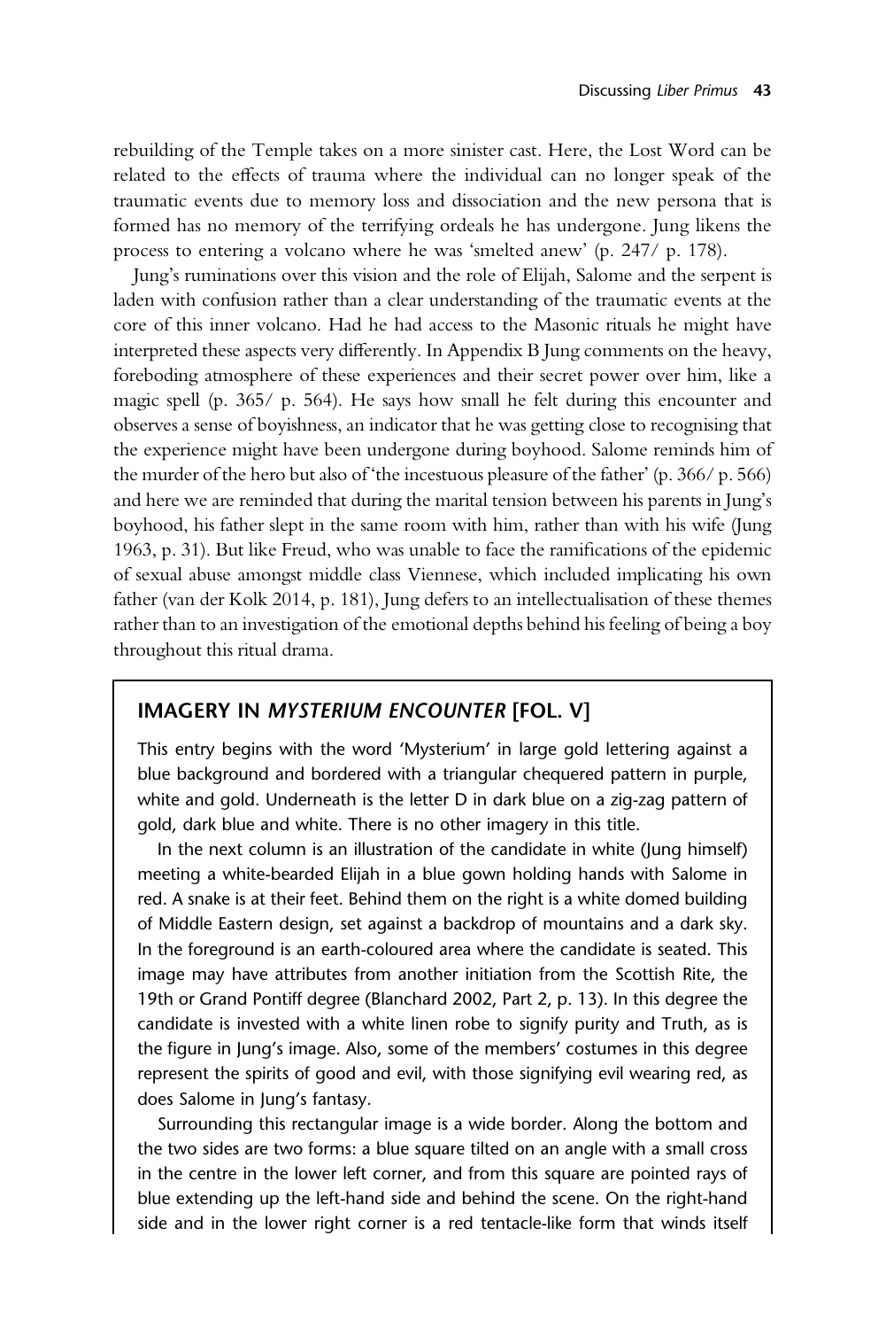rebuilding of the Temple takes on a more sinister cast. Here, the Lost Word can be related to the effects of trauma where the individual can no longer speak of the traumatic events due to memory loss and dissociation and the new persona that is formed has no memory of the terrifying ordeals he has undergone. Jung likens the process to entering a volcano where he was 'smelted anew' (p. 247/ p. 178).

Jung's ruminations over this vision and the role of Elijah, Salome and the serpent is laden with confusion rather than a clear understanding of the traumatic events at the core of this inner volcano. Had he had access to the Masonic rituals he might have interpreted these aspects very differently. In Appendix B Jung comments on the heavy, foreboding atmosphere of these experiences and their secret power over him, like a magic spell (p. 365/ p. 564). He says how small he felt during this encounter and observes a sense of boyishness, an indicator that he was getting close to recognising that the experience might have been undergone during boyhood. Salome reminds him of the murder of the hero but also of 'the incestuous pleasure of the father' (p. 366/ p. 566) and here we are reminded that during the marital tension between his parents in Jung's boyhood, his father slept in the same room with him, rather than with his wife (Jung 1963, p. 31). But like Freud, who was unable to face the ramifications of the epidemic of sexual abuse amongst middle class Viennese, which included implicating his own father (van der Kolk 2014, p. 181), Jung defers to an intellectualisation of these themes rather than to an investigation of the emotional depths behind his feeling of being a boy throughout this ritual drama.

## IMAGERY IN *MYSTERIUM ENCOUNTER* [FOL. V]

This entry begins with the word 'Mysterium' in large gold lettering against a blue background and bordered with a triangular chequered pattern in purple, white and gold. Underneath is the letter D in dark blue on a zig-zag pattern of gold, dark blue and white. There is no other imagery in this title.

In the next column is an illustration of the candidate in white (Jung himself) meeting a white-bearded Elijah in a blue gown holding hands with Salome in red. A snake is at their feet. Behind them on the right is a white domed building of Middle Eastern design, set against a backdrop of mountains and a dark sky. In the foreground is an earth-coloured area where the candidate is seated. This image may have attributes from another initiation from the Scottish Rite, the 19th or Grand Pontiff degree (Blanchard 2002, Part 2, p. 13). In this degree the candidate is invested with a white linen robe to signify purity and Truth, as is the figure in Jung's image. Also, some of the members' costumes in this degree represent the spirits of good and evil, with those signifying evil wearing red, as does Salome in Jung's fantasy.

Surrounding this rectangular image is a wide border. Along the bottom and the two sides are two forms: a blue square tilted on an angle with a small cross in the centre in the lower left corner, and from this square are pointed rays of blue extending up the left-hand side and behind the scene. On the right-hand side and in the lower right corner is a red tentacle-like form that winds itself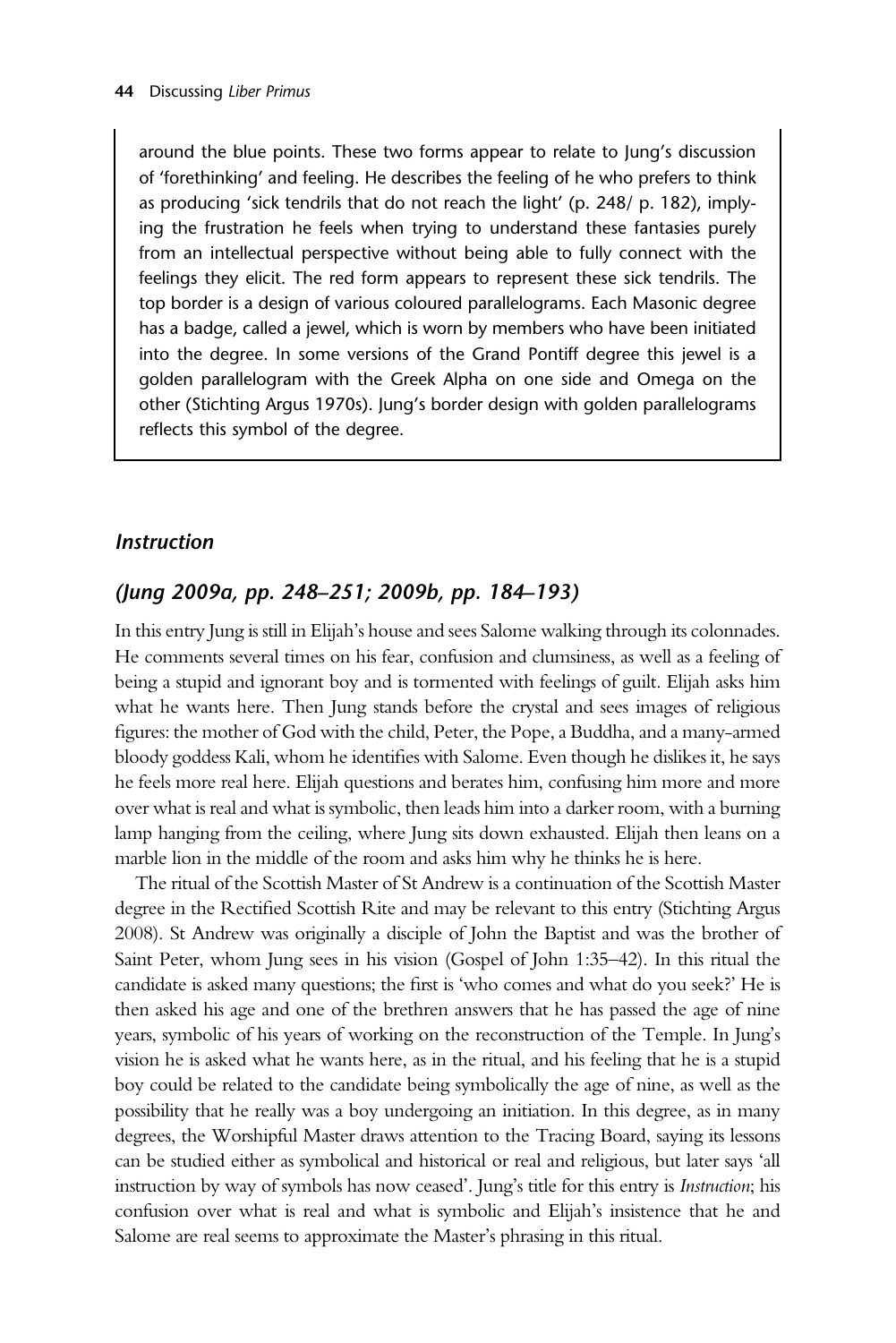around the blue points. These two forms appear to relate to Jung's discussion of 'forethinking' and feeling. He describes the feeling of he who prefers to think as producing 'sick tendrils that do not reach the light' (p. 248/ p. 182), implying the frustration he feels when trying to understand these fantasies purely from an intellectual perspective without being able to fully connect with the feelings they elicit. The red form appears to represent these sick tendrils. The top border is a design of various coloured parallelograms. Each Masonic degree has a badge, called a jewel, which is worn by members who have been initiated into the degree. In some versions of the Grand Pontiff degree this jewel is a golden parallelogram with the Greek Alpha on one side and Omega on the other (Stichting Argus 1970s). Jung's border design with golden parallelograms reflects this symbol of the degree.

### *Instruction*

### *(Jung 2009a, pp. 248–251; 2009b, pp. 184–193)*

In this entry Jung is still in Elijah's house and sees Salome walking through its colonnades. He comments several times on his fear, confusion and clumsiness, as well as a feeling of being a stupid and ignorant boy and is tormented with feelings of guilt. Elijah asks him what he wants here. Then Jung stands before the crystal and sees images of religious figures: the mother of God with the child, Peter, the Pope, a Buddha, and a many-armed bloody goddess Kali, whom he identifies with Salome. Even though he dislikes it, he says he feels more real here. Elijah questions and berates him, confusing him more and more over what is real and what is symbolic, then leads him into a darker room, with a burning lamp hanging from the ceiling, where Jung sits down exhausted. Elijah then leans on a marble lion in the middle of the room and asks him why he thinks he is here.

The ritual of the Scottish Master of St Andrew is a continuation of the Scottish Master degree in the Rectified Scottish Rite and may be relevant to this entry (Stichting Argus 2008). St Andrew was originally a disciple of John the Baptist and was the brother of Saint Peter, whom Jung sees in his vision (Gospel of John 1:35–42). In this ritual the candidate is asked many questions; the first is 'who comes and what do you seek?' He is then asked his age and one of the brethren answers that he has passed the age of nine years, symbolic of his years of working on the reconstruction of the Temple. In Jung's vision he is asked what he wants here, as in the ritual, and his feeling that he is a stupid boy could be related to the candidate being symbolically the age of nine, as well as the possibility that he really was a boy undergoing an initiation. In this degree, as in many degrees, the Worshipful Master draws attention to the Tracing Board, saying its lessons can be studied either as symbolical and historical or real and religious, but later says 'all instruction by way of symbols has now ceased'. Jung's title for this entry is *Instruction*; his confusion over what is real and what is symbolic and Elijah's insistence that he and Salome are real seems to approximate the Master's phrasing in this ritual.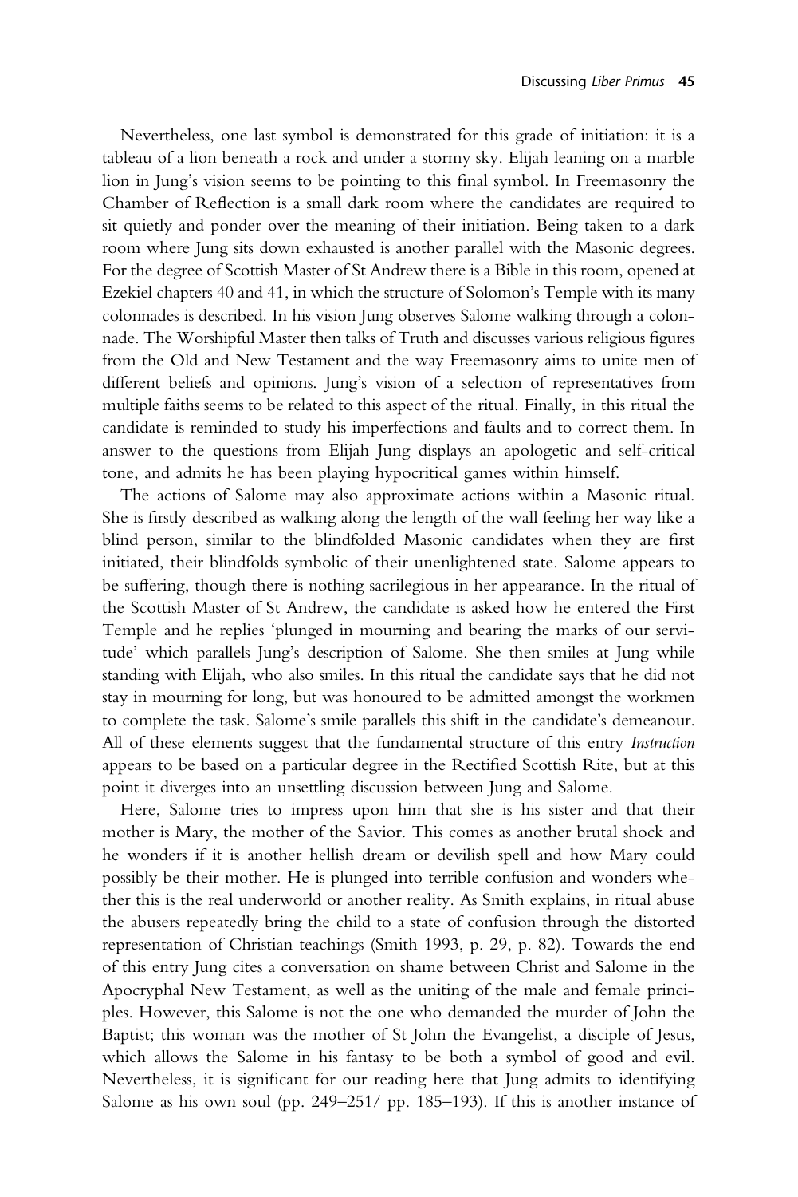Nevertheless, one last symbol is demonstrated for this grade of initiation: it is a tableau of a lion beneath a rock and under a stormy sky. Elijah leaning on a marble lion in Jung's vision seems to be pointing to this final symbol. In Freemasonry the Chamber of Reflection is a small dark room where the candidates are required to sit quietly and ponder over the meaning of their initiation. Being taken to a dark room where Jung sits down exhausted is another parallel with the Masonic degrees. For the degree of Scottish Master of St Andrew there is a Bible in this room, opened at Ezekiel chapters 40 and 41, in which the structure of Solomon's Temple with its many colonnades is described. In his vision Jung observes Salome walking through a colonnade. The Worshipful Master then talks of Truth and discusses various religious figures from the Old and New Testament and the way Freemasonry aims to unite men of different beliefs and opinions. Jung's vision of a selection of representatives from multiple faiths seems to be related to this aspect of the ritual. Finally, in this ritual the candidate is reminded to study his imperfections and faults and to correct them. In answer to the questions from Elijah Jung displays an apologetic and self-critical tone, and admits he has been playing hypocritical games within himself.

The actions of Salome may also approximate actions within a Masonic ritual. She is firstly described as walking along the length of the wall feeling her way like a blind person, similar to the blindfolded Masonic candidates when they are first initiated, their blindfolds symbolic of their unenlightened state. Salome appears to be suffering, though there is nothing sacrilegious in her appearance. In the ritual of the Scottish Master of St Andrew, the candidate is asked how he entered the First Temple and he replies 'plunged in mourning and bearing the marks of our servitude' which parallels Jung's description of Salome. She then smiles at Jung while standing with Elijah, who also smiles. In this ritual the candidate says that he did not stay in mourning for long, but was honoured to be admitted amongst the workmen to complete the task. Salome's smile parallels this shift in the candidate's demeanour. All of these elements suggest that the fundamental structure of this entry *Instruction* appears to be based on a particular degree in the Rectified Scottish Rite, but at this point it diverges into an unsettling discussion between Jung and Salome.

Here, Salome tries to impress upon him that she is his sister and that their mother is Mary, the mother of the Savior. This comes as another brutal shock and he wonders if it is another hellish dream or devilish spell and how Mary could possibly be their mother. He is plunged into terrible confusion and wonders whether this is the real underworld or another reality. As Smith explains, in ritual abuse the abusers repeatedly bring the child to a state of confusion through the distorted representation of Christian teachings (Smith 1993, p. 29, p. 82). Towards the end of this entry Jung cites a conversation on shame between Christ and Salome in the Apocryphal New Testament, as well as the uniting of the male and female principles. However, this Salome is not the one who demanded the murder of John the Baptist; this woman was the mother of St John the Evangelist, a disciple of Jesus, which allows the Salome in his fantasy to be both a symbol of good and evil. Nevertheless, it is significant for our reading here that Jung admits to identifying Salome as his own soul (pp. 249–251/ pp. 185–193). If this is another instance of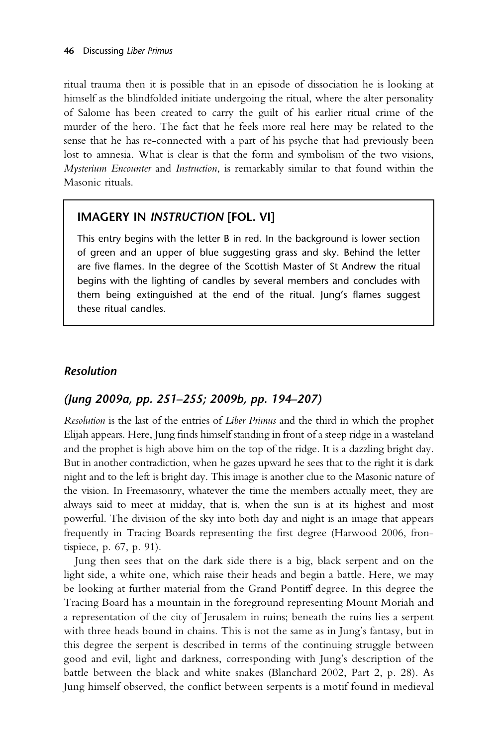ritual trauma then it is possible that in an episode of dissociation he is looking at himself as the blindfolded initiate undergoing the ritual, where the alter personality of Salome has been created to carry the guilt of his earlier ritual crime of the murder of the hero. The fact that he feels more real here may be related to the sense that he has re-connected with a part of his psyche that had previously been lost to amnesia. What is clear is that the form and symbolism of the two visions, *Mysterium Encounter* and *Instruction*, is remarkably similar to that found within the Masonic rituals.

> **IMAGERY IN *INSTRUCTION* [FOL. VI]**
>
> This entry begins with the letter B in red. In the background is lower section of green and an upper of blue suggesting grass and sky. Behind the letter are five flames. In the degree of the Scottish Master of St Andrew the ritual begins with the lighting of candles by several members and concludes with them being extinguished at the end of the ritual. Jung's flames suggest these ritual candles.

### *Resolution*

### *(Jung 2009a, pp. 251–255; 2009b, pp. 194–207)*

*Resolution* is the last of the entries of *Liber Primus* and the third in which the prophet Elijah appears. Here, Jung finds himself standing in front of a steep ridge in a wasteland and the prophet is high above him on the top of the ridge. It is a dazzling bright day. But in another contradiction, when he gazes upward he sees that to the right it is dark night and to the left is bright day. This image is another clue to the Masonic nature of the vision. In Freemasonry, whatever the time the members actually meet, they are always said to meet at midday, that is, when the sun is at its highest and most powerful. The division of the sky into both day and night is an image that appears frequently in Tracing Boards representing the first degree (Harwood 2006, frontispiece, p. 67, p. 91).

Jung then sees that on the dark side there is a big, black serpent and on the light side, a white one, which raise their heads and begin a battle. Here, we may be looking at further material from the Grand Pontiff degree. In this degree the Tracing Board has a mountain in the foreground representing Mount Moriah and a representation of the city of Jerusalem in ruins; beneath the ruins lies a serpent with three heads bound in chains. This is not the same as in Jung's fantasy, but in this degree the serpent is described in terms of the continuing struggle between good and evil, light and darkness, corresponding with Jung's description of the battle between the black and white snakes (Blanchard 2002, Part 2, p. 28). As Jung himself observed, the conflict between serpents is a motif found in medieval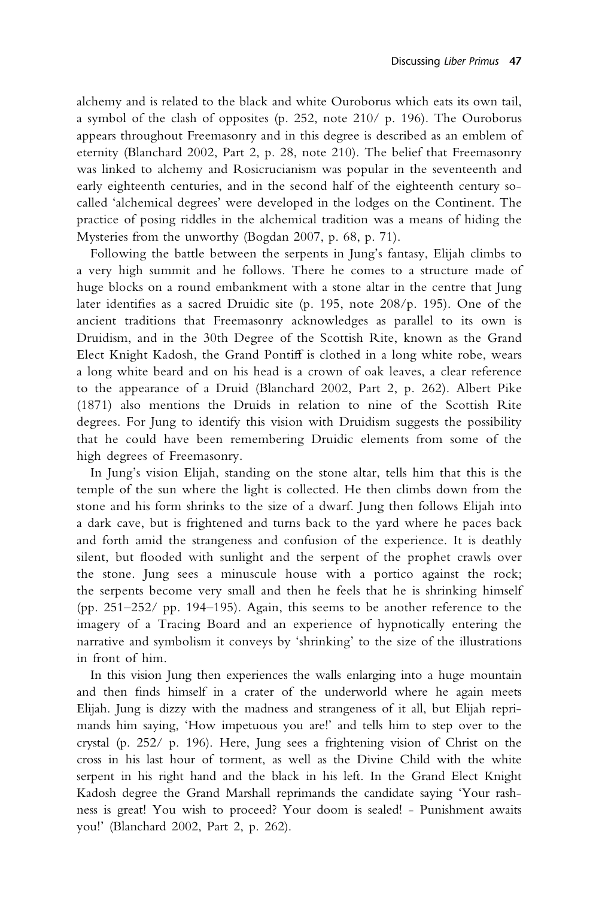alchemy and is related to the black and white Ouroborus which eats its own tail, a symbol of the clash of opposites (p. 252, note 210/ p. 196). The Ouroborus appears throughout Freemasonry and in this degree is described as an emblem of eternity (Blanchard 2002, Part 2, p. 28, note 210). The belief that Freemasonry was linked to alchemy and Rosicrucianism was popular in the seventeenth and early eighteenth centuries, and in the second half of the eighteenth century so-called 'alchemical degrees' were developed in the lodges on the Continent. The practice of posing riddles in the alchemical tradition was a means of hiding the Mysteries from the unworthy (Bogdan 2007, p. 68, p. 71).

Following the battle between the serpents in Jung's fantasy, Elijah climbs to a very high summit and he follows. There he comes to a structure made of huge blocks on a round embankment with a stone altar in the centre that Jung later identifies as a sacred Druidic site (p. 195, note 208/p. 195). One of the ancient traditions that Freemasonry acknowledges as parallel to its own is Druidism, and in the 30th Degree of the Scottish Rite, known as the Grand Elect Knight Kadosh, the Grand Pontiff is clothed in a long white robe, wears a long white beard and on his head is a crown of oak leaves, a clear reference to the appearance of a Druid (Blanchard 2002, Part 2, p. 262). Albert Pike (1871) also mentions the Druids in relation to nine of the Scottish Rite degrees. For Jung to identify this vision with Druidism suggests the possibility that he could have been remembering Druidic elements from some of the high degrees of Freemasonry.

In Jung's vision Elijah, standing on the stone altar, tells him that this is the temple of the sun where the light is collected. He then climbs down from the stone and his form shrinks to the size of a dwarf. Jung then follows Elijah into a dark cave, but is frightened and turns back to the yard where he paces back and forth amid the strangeness and confusion of the experience. It is deathly silent, but flooded with sunlight and the serpent of the prophet crawls over the stone. Jung sees a minuscule house with a portico against the rock; the serpents become very small and then he feels that he is shrinking himself (pp. 251–252/ pp. 194–195). Again, this seems to be another reference to the imagery of a Tracing Board and an experience of hypnotically entering the narrative and symbolism it conveys by 'shrinking' to the size of the illustrations in front of him.

In this vision Jung then experiences the walls enlarging into a huge mountain and then finds himself in a crater of the underworld where he again meets Elijah. Jung is dizzy with the madness and strangeness of it all, but Elijah reprimands him saying, 'How impetuous you are!' and tells him to step over to the crystal (p. 252/ p. 196). Here, Jung sees a frightening vision of Christ on the cross in his last hour of torment, as well as the Divine Child with the white serpent in his right hand and the black in his left. In the Grand Elect Knight Kadosh degree the Grand Marshall reprimands the candidate saying 'Your rashness is great! You wish to proceed? Your doom is sealed! - Punishment awaits you!' (Blanchard 2002, Part 2, p. 262).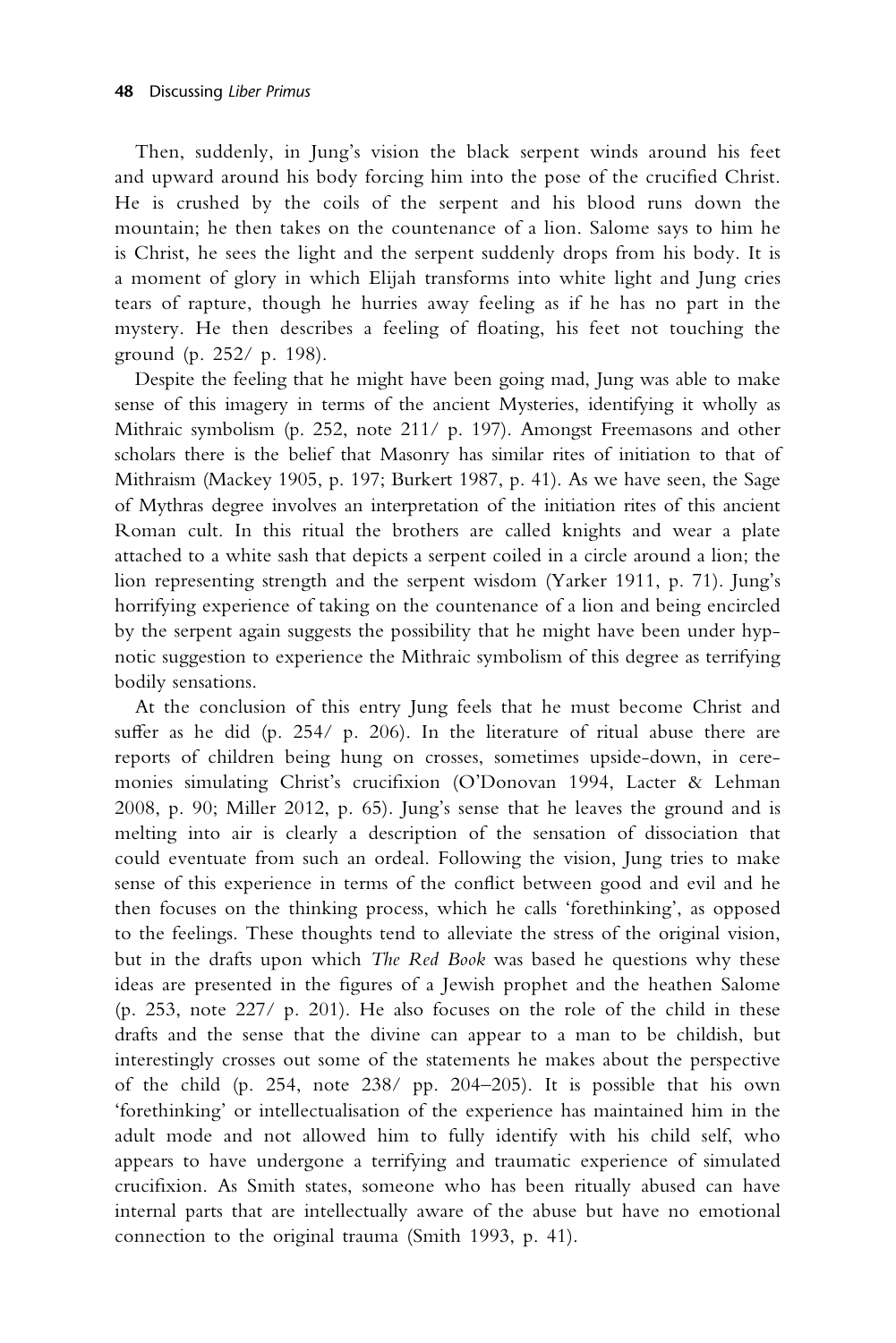Then, suddenly, in Jung's vision the black serpent winds around his feet and upward around his body forcing him into the pose of the crucified Christ. He is crushed by the coils of the serpent and his blood runs down the mountain; he then takes on the countenance of a lion. Salome says to him he is Christ, he sees the light and the serpent suddenly drops from his body. It is a moment of glory in which Elijah transforms into white light and Jung cries tears of rapture, though he hurries away feeling as if he has no part in the mystery. He then describes a feeling of floating, his feet not touching the ground (p. 252/ p. 198).

Despite the feeling that he might have been going mad, Jung was able to make sense of this imagery in terms of the ancient Mysteries, identifying it wholly as Mithraic symbolism (p. 252, note 211/ p. 197). Amongst Freemasons and other scholars there is the belief that Masonry has similar rites of initiation to that of Mithraism (Mackey 1905, p. 197; Burkert 1987, p. 41). As we have seen, the Sage of Mythras degree involves an interpretation of the initiation rites of this ancient Roman cult. In this ritual the brothers are called knights and wear a plate attached to a white sash that depicts a serpent coiled in a circle around a lion; the lion representing strength and the serpent wisdom (Yarker 1911, p. 71). Jung's horrifying experience of taking on the countenance of a lion and being encircled by the serpent again suggests the possibility that he might have been under hypnotic suggestion to experience the Mithraic symbolism of this degree as terrifying bodily sensations.

At the conclusion of this entry Jung feels that he must become Christ and suffer as he did (p. 254/ p. 206). In the literature of ritual abuse there are reports of children being hung on crosses, sometimes upside-down, in ceremonies simulating Christ's crucifixion (O'Donovan 1994, Lacter & Lehman 2008, p. 90; Miller 2012, p. 65). Jung's sense that he leaves the ground and is melting into air is clearly a description of the sensation of dissociation that could eventuate from such an ordeal. Following the vision, Jung tries to make sense of this experience in terms of the conflict between good and evil and he then focuses on the thinking process, which he calls 'forethinking', as opposed to the feelings. These thoughts tend to alleviate the stress of the original vision, but in the drafts upon which *The Red Book* was based he questions why these ideas are presented in the figures of a Jewish prophet and the heathen Salome (p. 253, note 227/ p. 201). He also focuses on the role of the child in these drafts and the sense that the divine can appear to a man to be childish, but interestingly crosses out some of the statements he makes about the perspective of the child (p. 254, note 238/ pp. 204–205). It is possible that his own 'forethinking' or intellectualisation of the experience has maintained him in the adult mode and not allowed him to fully identify with his child self, who appears to have undergone a terrifying and traumatic experience of simulated crucifixion. As Smith states, someone who has been ritually abused can have internal parts that are intellectually aware of the abuse but have no emotional connection to the original trauma (Smith 1993, p. 41).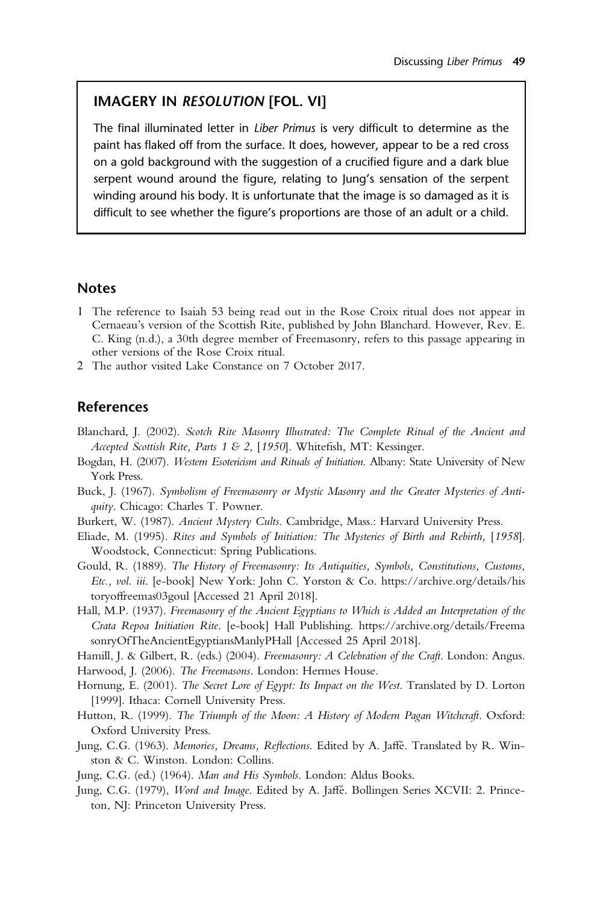### IMAGERY IN *RESOLUTION* [FOL. VI]

The final illuminated letter in *Liber Primus* is very difficult to determine as the paint has flaked off from the surface. It does, however, appear to be a red cross on a gold background with the suggestion of a crucified figure and a dark blue serpent wound around the figure, relating to Jung's sensation of the serpent winding around his body. It is unfortunate that the image is so damaged as it is difficult to see whether the figure's proportions are those of an adult or a child.

## Notes

1. The reference to Isaiah 53 being read out in the Rose Croix ritual does not appear in Cernaeau's version of the Scottish Rite, published by John Blanchard. However, Rev. E. C. King (n.d.), a 30th degree member of Freemasonry, refers to this passage appearing in other versions of the Rose Croix ritual.
2. The author visited Lake Constance on 7 October 2017.

## References

Blanchard, J. (2002). *Scotch Rite Masonry Illustrated: The Complete Ritual of the Ancient and Accepted Scottish Rite, Parts 1 & 2,* [*1950*]. Whitefish, MT: Kessinger.

Bogdan, H. (2007). *Western Esotericism and Rituals of Initiation*. Albany: State University of New York Press.

Buck, J. (1967). *Symbolism of Freemasonry or Mystic Masonry and the Greater Mysteries of Antiquity*. Chicago: Charles T. Powner.

Burkert, W. (1987). *Ancient Mystery Cults*. Cambridge, Mass.: Harvard University Press.

Eliade, M. (1995). *Rites and Symbols of Initiation: The Mysteries of Birth and Rebirth,* [*1958*]. Woodstock, Connecticut: Spring Publications.

Gould, R. (1889). *The History of Freemasonry: Its Antiquities, Symbols, Constitutions, Customs, Etc., vol. iii*. [e-book] New York: John C. Yorston & Co. https://archive.org/details/historyoffreemas03goul [Accessed 21 April 2018].

Hall, M.P. (1937). *Freemasonry of the Ancient Egyptians to Which is Added an Interpretation of the Crata Repoa Initiation Rite*. [e-book] Hall Publishing. https://archive.org/details/FreemasonryOfTheAncientEgyptiansManlyPHall [Accessed 25 April 2018].

Hamill, J. & Gilbert, R. (eds.) (2004). *Freemasonry: A Celebration of the Craft*. London: Angus.

Harwood, J. (2006). *The Freemasons*. London: Hermes House.

Hornung, E. (2001). *The Secret Lore of Egypt: Its Impact on the West*. Translated by D. Lorton [1999]. Ithaca: Cornell University Press.

Hutton, R. (1999). *The Triumph of the Moon: A History of Modern Pagan Witchcraft*. Oxford: Oxford University Press.

Jung, C.G. (1963). *Memories, Dreams, Reflections*. Edited by A. Jaffé. Translated by R. Winston & C. Winston. London: Collins.

Jung, C.G. (ed.) (1964). *Man and His Symbols*. London: Aldus Books.

Jung, C.G. (1979), *Word and Image*. Edited by A. Jaffé. Bollingen Series XCVII: 2. Princeton, NJ: Princeton University Press.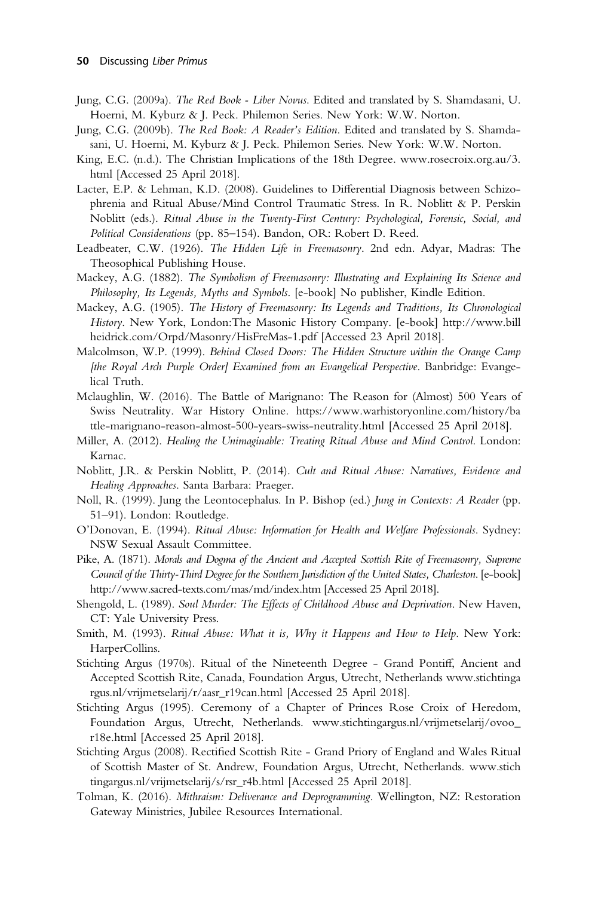Jung, C.G. (2009a). *The Red Book - Liber Novus*. Edited and translated by S. Shamdasani, U. Hoerni, M. Kyburz & J. Peck. Philemon Series. New York: W.W. Norton.

Jung, C.G. (2009b). *The Red Book: A Reader's Edition*. Edited and translated by S. Shamdasani, U. Hoerni, M. Kyburz & J. Peck. Philemon Series. New York: W.W. Norton.

King, E.C. (n.d.). The Christian Implications of the 18th Degree. www.rosecroix.org.au/3.html [Accessed 25 April 2018].

Lacter, E.P. & Lehman, K.D. (2008). Guidelines to Differential Diagnosis between Schizophrenia and Ritual Abuse/Mind Control Traumatic Stress. In R. Noblitt & P. Perskin Noblitt (eds.). *Ritual Abuse in the Twenty-First Century: Psychological, Forensic, Social, and Political Considerations* (pp. 85–154). Bandon, OR: Robert D. Reed.

Leadbeater, C.W. (1926). *The Hidden Life in Freemasonry*. 2nd edn. Adyar, Madras: The Theosophical Publishing House.

Mackey, A.G. (1882). *The Symbolism of Freemasonry: Illustrating and Explaining Its Science and Philosophy, Its Legends, Myths and Symbols*. [e-book] No publisher, Kindle Edition.

Mackey, A.G. (1905). *The History of Freemasonry: Its Legends and Traditions, Its Chronological History*. New York, London:The Masonic History Company. [e-book] http://www.billheidrick.com/Orpd/Masonry/HisFreMas-1.pdf [Accessed 23 April 2018].

Malcolmson, W.P. (1999). *Behind Closed Doors: The Hidden Structure within the Orange Camp [the Royal Arch Purple Order] Examined from an Evangelical Perspective*. Banbridge: Evangelical Truth.

Mclaughlin, W. (2016). The Battle of Marignano: The Reason for (Almost) 500 Years of Swiss Neutrality. War History Online. https://www.warhistoryonline.com/history/battle-marignano-reason-almost-500-years-swiss-neutrality.html [Accessed 25 April 2018].

Miller, A. (2012). *Healing the Unimaginable: Treating Ritual Abuse and Mind Control*. London: Karnac.

Noblitt, J.R. & Perskin Noblitt, P. (2014). *Cult and Ritual Abuse: Narratives, Evidence and Healing Approaches*. Santa Barbara: Praeger.

Noll, R. (1999). Jung the Leontocephalus. In P. Bishop (ed.) *Jung in Contexts: A Reader* (pp. 51–91). London: Routledge.

O'Donovan, E. (1994). *Ritual Abuse: Information for Health and Welfare Professionals*. Sydney: NSW Sexual Assault Committee.

Pike, A. (1871). *Morals and Dogma of the Ancient and Accepted Scottish Rite of Freemasonry, Supreme Council of the Thirty-Third Degree for the Southern Jurisdiction of the United States, Charleston*. [e-book] http://www.sacred-texts.com/mas/md/index.htm [Accessed 25 April 2018].

Shengold, L. (1989). *Soul Murder: The Effects of Childhood Abuse and Deprivation*. New Haven, CT: Yale University Press.

Smith, M. (1993). *Ritual Abuse: What it is, Why it Happens and How to Help*. New York: HarperCollins.

Stichting Argus (1970s). Ritual of the Nineteenth Degree - Grand Pontiff, Ancient and Accepted Scottish Rite, Canada, Foundation Argus, Utrecht, Netherlands www.stichtingargus.nl/vrijmetselarij/r/aasr_r19can.html [Accessed 25 April 2018].

Stichting Argus (1995). Ceremony of a Chapter of Princes Rose Croix of Heredom, Foundation Argus, Utrecht, Netherlands. www.stichtingargus.nl/vrijmetselarij/ovoo_r18e.html [Accessed 25 April 2018].

Stichting Argus (2008). Rectified Scottish Rite - Grand Priory of England and Wales Ritual of Scottish Master of St. Andrew, Foundation Argus, Utrecht, Netherlands. www.stichtingargus.nl/vrijmetselarij/s/rsr_r4b.html [Accessed 25 April 2018].

Tolman, K. (2016). *Mithraism: Deliverance and Deprogramming*. Wellington, NZ: Restoration Gateway Ministries, Jubilee Resources International.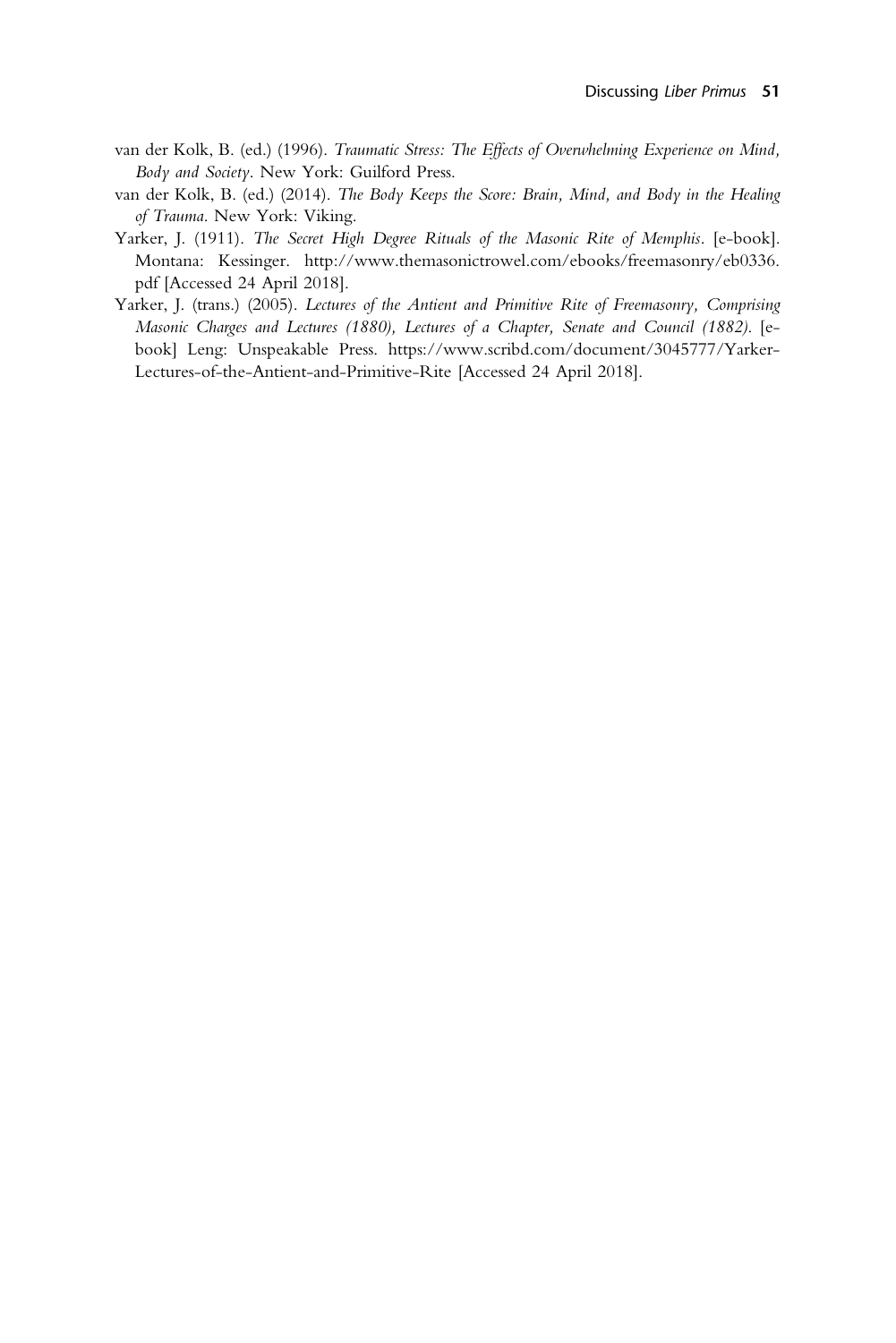van der Kolk, B. (ed.) (1996). *Traumatic Stress: The Effects of Overwhelming Experience on Mind, Body and Society*. New York: Guilford Press.

van der Kolk, B. (ed.) (2014). *The Body Keeps the Score: Brain, Mind, and Body in the Healing of Trauma*. New York: Viking.

Yarker, J. (1911). *The Secret High Degree Rituals of the Masonic Rite of Memphis*. [e-book]. Montana: Kessinger. http://www.themasonictrowel.com/ebooks/freemasonry/eb0336.pdf [Accessed 24 April 2018].

Yarker, J. (trans.) (2005). *Lectures of the Antient and Primitive Rite of Freemasonry, Comprising Masonic Charges and Lectures (1880), Lectures of a Chapter, Senate and Council (1882)*. [e-book] Leng: Unspeakable Press. https://www.scribd.com/document/3045777/Yarker-Lectures-of-the-Antient-and-Primitive-Rite [Accessed 24 April 2018].